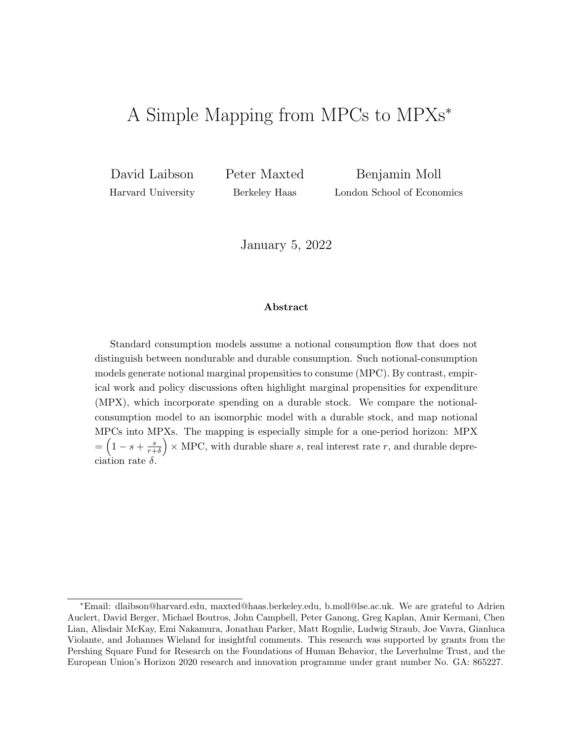# A Simple Mapping from MPCs to MPXs*

David Laibson
Harvard University

Peter Maxted
Berkeley Haas

Benjamin Moll
London School of Economics

January 5, 2022

**Abstract**

Standard consumption models assume a notional consumption flow that does not distinguish between nondurable and durable consumption. Such notional-consumption models generate notional marginal propensities to consume (MPC). By contrast, empirical work and policy discussions often highlight marginal propensities for expenditure (MPX), which incorporate spending on a durable stock. We compare the notional-consumption model to an isomorphic model with a durable stock, and map notional MPCs into MPXs. The mapping is especially simple for a one-period horizon: MPX $= \left(1 - s + \frac{s}{r+\delta}\right) \times$ MPC, with durable share $s$, real interest rate $r$, and durable depreciation rate $\delta$.

---

*Email: dlaibson@harvard.edu, maxted@haas.berkeley.edu, b.moll@lse.ac.uk. We are grateful to Adrien Auclert, David Berger, Michael Boutros, John Campbell, Peter Ganong, Greg Kaplan, Amir Kermani, Chen Lian, Alisdair McKay, Emi Nakamura, Jonathan Parker, Matt Rognlie, Ludwig Straub, Joe Vavra, Gianluca Violante, and Johannes Wieland for insightful comments. This research was supported by grants from the Pershing Square Fund for Research on the Foundations of Human Behavior, the Leverhulme Trust, and the European Union's Horizon 2020 research and innovation programme under grant number No. GA: 865227.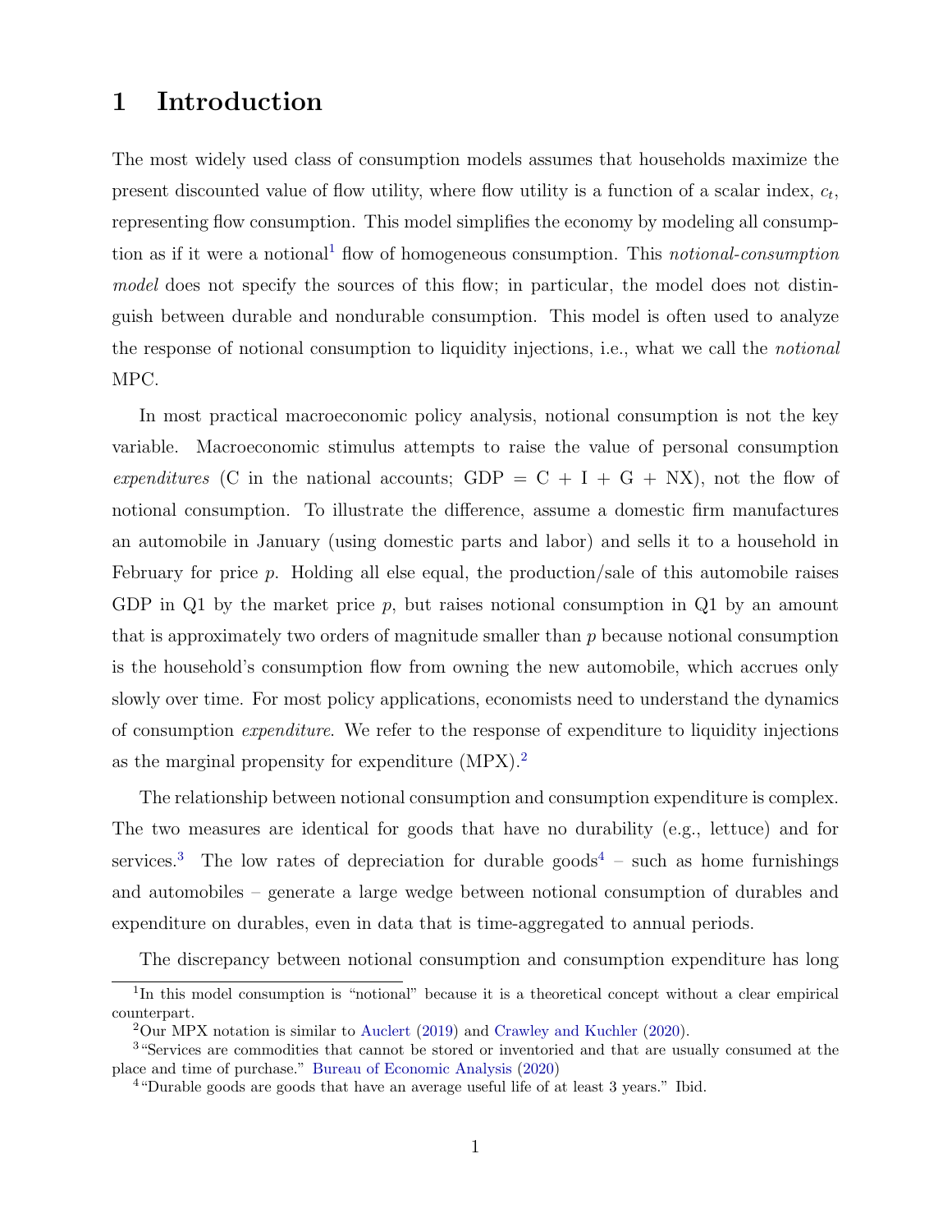# 1 Introduction

The most widely used class of consumption models assumes that households maximize the present discounted value of flow utility, where flow utility is a function of a scalar index, $c_t$, representing flow consumption. This model simplifies the economy by modeling all consumption as if it were a notional[1] flow of homogeneous consumption. This *notional-consumption model* does not specify the sources of this flow; in particular, the model does not distinguish between durable and nondurable consumption. This model is often used to analyze the response of notional consumption to liquidity injections, i.e., what we call the *notional* MPC.

In most practical macroeconomic policy analysis, notional consumption is not the key variable. Macroeconomic stimulus attempts to raise the value of personal consumption *expenditures* (C in the national accounts; GDP = C + I + G + NX), not the flow of notional consumption. To illustrate the difference, assume a domestic firm manufactures an automobile in January (using domestic parts and labor) and sells it to a household in February for price $p$. Holding all else equal, the production/sale of this automobile raises GDP in Q1 by the market price $p$, but raises notional consumption in Q1 by an amount that is approximately two orders of magnitude smaller than $p$ because notional consumption is the household's consumption flow from owning the new automobile, which accrues only slowly over time. For most policy applications, economists need to understand the dynamics of consumption *expenditure*. We refer to the response of expenditure to liquidity injections as the marginal propensity for expenditure (MPX).[2]

The relationship between notional consumption and consumption expenditure is complex. The two measures are identical for goods that have no durability (e.g., lettuce) and for services.[3] The low rates of depreciation for durable goods[4] – such as home furnishings and automobiles – generate a large wedge between notional consumption of durables and expenditure on durables, even in data that is time-aggregated to annual periods.

The discrepancy between notional consumption and consumption expenditure has long

---

[1] In this model consumption is "notional" because it is a theoretical concept without a clear empirical counterpart.

[2] Our MPX notation is similar to Auclert (2019) and Crawley and Kuchler (2020).

[3] "Services are commodities that cannot be stored or inventoried and that are usually consumed at the place and time of purchase." Bureau of Economic Analysis (2020)

[4] "Durable goods are goods that have an average useful life of at least 3 years." Ibid.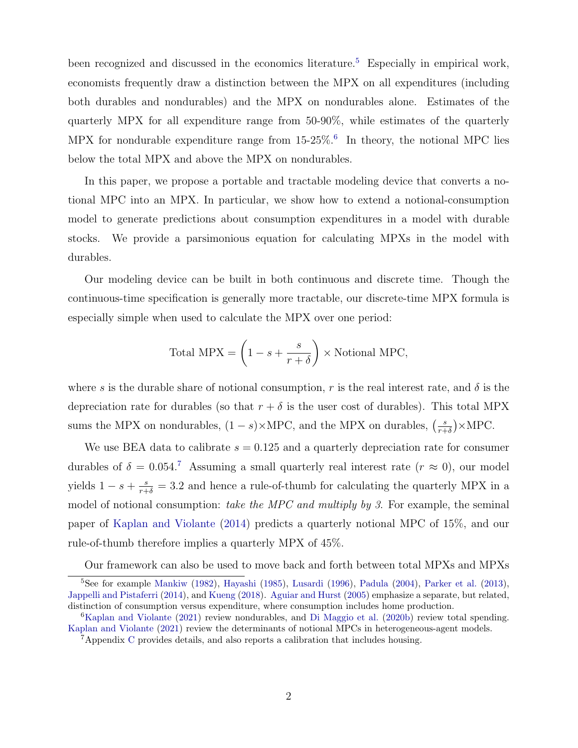been recognized and discussed in the economics literature.[5] Especially in empirical work, economists frequently draw a distinction between the MPX on all expenditures (including both durables and nondurables) and the MPX on nondurables alone. Estimates of the quarterly MPX for all expenditure range from 50-90%, while estimates of the quarterly MPX for nondurable expenditure range from 15-25%.[6] In theory, the notional MPC lies below the total MPX and above the MPX on nondurables.

In this paper, we propose a portable and tractable modeling device that converts a notional MPC into an MPX. In particular, we show how to extend a notional-consumption model to generate predictions about consumption expenditures in a model with durable stocks. We provide a parsimonious equation for calculating MPXs in the model with durables.

Our modeling device can be built in both continuous and discrete time. Though the continuous-time specification is generally more tractable, our discrete-time MPX formula is especially simple when used to calculate the MPX over one period:

$$\text{Total MPX} = \left(1 - s + \frac{s}{r + \delta}\right) \times \text{Notional MPC},$$

where $s$ is the durable share of notional consumption, $r$ is the real interest rate, and $\delta$ is the depreciation rate for durables (so that $r + \delta$ is the user cost of durables). This total MPX sums the MPX on nondurables, $(1 - s)\times$MPC, and the MPX on durables, $\left(\frac{s}{r+\delta}\right)\times$MPC.

We use BEA data to calibrate $s = 0.125$ and a quarterly depreciation rate for consumer durables of $\delta = 0.054$.[7] Assuming a small quarterly real interest rate ($r \approx 0$), our model yields $1 - s + \frac{s}{r+\delta} = 3.2$ and hence a rule-of-thumb for calculating the quarterly MPX in a model of notional consumption: *take the MPC and multiply by 3.* For example, the seminal paper of Kaplan and Violante (2014) predicts a quarterly notional MPC of 15%, and our rule-of-thumb therefore implies a quarterly MPX of 45%.

Our framework can also be used to move back and forth between total MPXs and MPXs

[5] See for example Mankiw (1982), Hayashi (1985), Lusardi (1996), Padula (2004), Parker et al. (2013), Jappelli and Pistaferri (2014), and Kueng (2018). Aguiar and Hurst (2005) emphasize a separate, but related, distinction of consumption versus expenditure, where consumption includes home production.

[6] Kaplan and Violante (2021) review nondurables, and Di Maggio et al. (2020b) review total spending. Kaplan and Violante (2021) review the determinants of notional MPCs in heterogeneous-agent models.

[7] Appendix C provides details, and also reports a calibration that includes housing.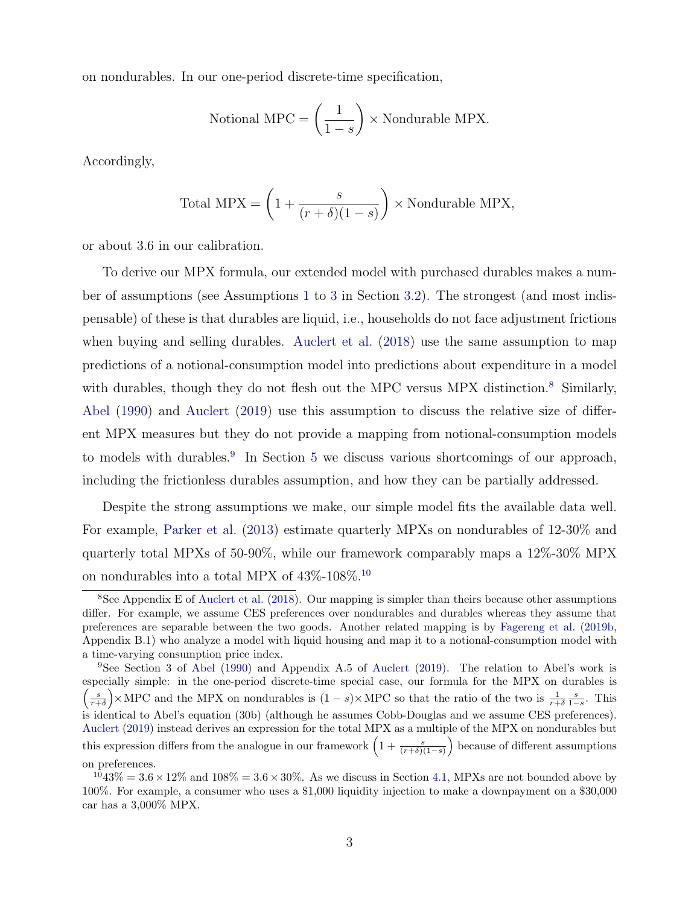on nondurables. In our one-period discrete-time specification,

$$\text{Notional MPC} = \left(\frac{1}{1-s}\right) \times \text{Nondurable MPX}.$$

Accordingly,

$$\text{Total MPX} = \left(1 + \frac{s}{(r+\delta)(1-s)}\right) \times \text{Nondurable MPX},$$

or about 3.6 in our calibration.

To derive our MPX formula, our extended model with purchased durables makes a number of assumptions (see Assumptions 1 to 3 in Section 3.2). The strongest (and most indispensable) of these is that durables are liquid, i.e., households do not face adjustment frictions when buying and selling durables. Auclert et al. (2018) use the same assumption to map predictions of a notional-consumption model into predictions about expenditure in a model with durables, though they do not flesh out the MPC versus MPX distinction.[8] Similarly, Abel (1990) and Auclert (2019) use this assumption to discuss the relative size of different MPX measures but they do not provide a mapping from notional-consumption models to models with durables.[9] In Section 5 we discuss various shortcomings of our approach, including the frictionless durables assumption, and how they can be partially addressed.

Despite the strong assumptions we make, our simple model fits the available data well. For example, Parker et al. (2013) estimate quarterly MPXs on nondurables of 12-30% and quarterly total MPXs of 50-90%, while our framework comparably maps a 12%-30% MPX on nondurables into a total MPX of 43%-108%.[10]

---

[8] See Appendix E of Auclert et al. (2018). Our mapping is simpler than theirs because other assumptions differ. For example, we assume CES preferences over nondurables and durables whereas they assume that preferences are separable between the two goods. Another related mapping is by Fagereng et al. (2019b, Appendix B.1) who analyze a model with liquid housing and map it to a notional-consumption model with a time-varying consumption price index.

[9] See Section 3 of Abel (1990) and Appendix A.5 of Auclert (2019). The relation to Abel's work is especially simple: in the one-period discrete-time special case, our formula for the MPX on durables is $\left(\frac{s}{r+\delta}\right) \times \text{MPC}$ and the MPX on nondurables is $(1-s) \times \text{MPC}$ so that the ratio of the two is $\frac{1}{r+\delta}\frac{s}{1-s}$. This is identical to Abel's equation (30b) (although he assumes Cobb-Douglas and we assume CES preferences). Auclert (2019) instead derives an expression for the total MPX as a multiple of the MPX on nondurables but this expression differs from the analogue in our framework $\left(1 + \frac{s}{(r+\delta)(1-s)}\right)$ because of different assumptions on preferences.

[10] $43\% = 3.6 \times 12\%$ and $108\% = 3.6 \times 30\%$. As we discuss in Section 4.1, MPXs are not bounded above by 100%. For example, a consumer who uses a \$1,000 liquidity injection to make a downpayment on a \$30,000 car has a 3,000% MPX.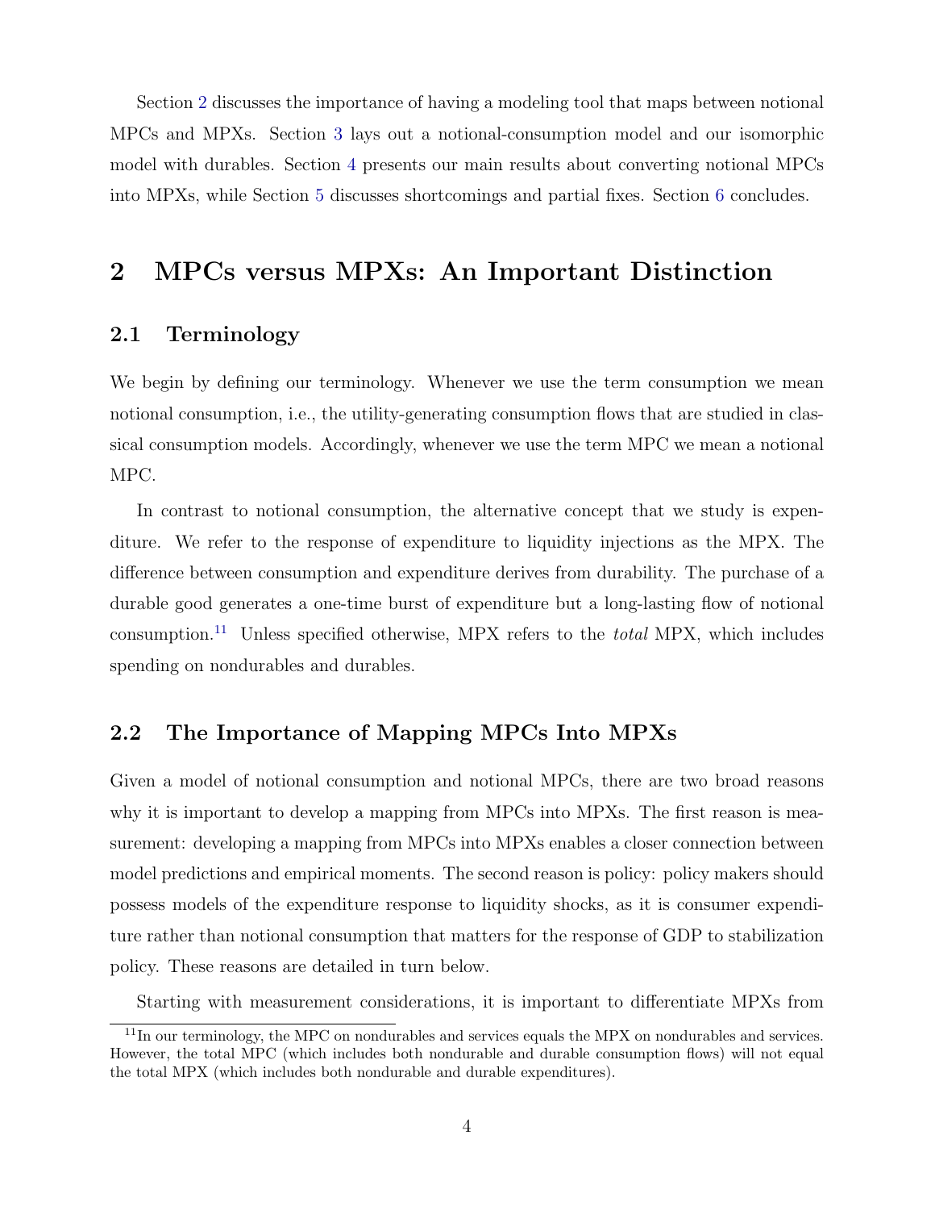Section 2 discusses the importance of having a modeling tool that maps between notional MPCs and MPXs. Section 3 lays out a notional-consumption model and our isomorphic model with durables. Section 4 presents our main results about converting notional MPCs into MPXs, while Section 5 discusses shortcomings and partial fixes. Section 6 concludes.

# 2 MPCs versus MPXs: An Important Distinction

## 2.1 Terminology

We begin by defining our terminology. Whenever we use the term consumption we mean notional consumption, i.e., the utility-generating consumption flows that are studied in classical consumption models. Accordingly, whenever we use the term MPC we mean a notional MPC.

In contrast to notional consumption, the alternative concept that we study is expenditure. We refer to the response of expenditure to liquidity injections as the MPX. The difference between consumption and expenditure derives from durability. The purchase of a durable good generates a one-time burst of expenditure but a long-lasting flow of notional consumption.[11] Unless specified otherwise, MPX refers to the *total* MPX, which includes spending on nondurables and durables.

## 2.2 The Importance of Mapping MPCs Into MPXs

Given a model of notional consumption and notional MPCs, there are two broad reasons why it is important to develop a mapping from MPCs into MPXs. The first reason is measurement: developing a mapping from MPCs into MPXs enables a closer connection between model predictions and empirical moments. The second reason is policy: policy makers should possess models of the expenditure response to liquidity shocks, as it is consumer expenditure rather than notional consumption that matters for the response of GDP to stabilization policy. These reasons are detailed in turn below.

Starting with measurement considerations, it is important to differentiate MPXs from

[11] In our terminology, the MPC on nondurables and services equals the MPX on nondurables and services. However, the total MPC (which includes both nondurable and durable consumption flows) will not equal the total MPX (which includes both nondurable and durable expenditures).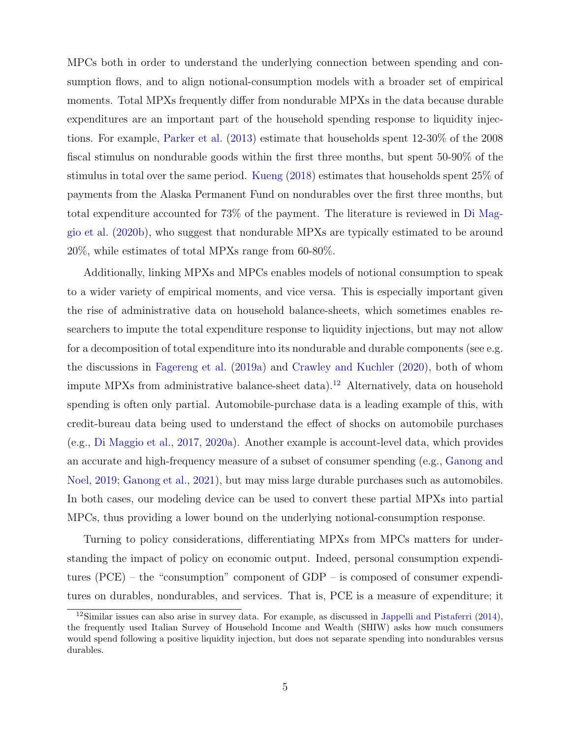MPCs both in order to understand the underlying connection between spending and consumption flows, and to align notional-consumption models with a broader set of empirical moments. Total MPXs frequently differ from nondurable MPXs in the data because durable expenditures are an important part of the household spending response to liquidity injections. For example, Parker et al. (2013) estimate that households spent 12-30% of the 2008 fiscal stimulus on nondurable goods within the first three months, but spent 50-90% of the stimulus in total over the same period. Kueng (2018) estimates that households spent 25% of payments from the Alaska Permanent Fund on nondurables over the first three months, but total expenditure accounted for 73% of the payment. The literature is reviewed in Di Maggio et al. (2020b), who suggest that nondurable MPXs are typically estimated to be around 20%, while estimates of total MPXs range from 60-80%.

Additionally, linking MPXs and MPCs enables models of notional consumption to speak to a wider variety of empirical moments, and vice versa. This is especially important given the rise of administrative data on household balance-sheets, which sometimes enables researchers to impute the total expenditure response to liquidity injections, but may not allow for a decomposition of total expenditure into its nondurable and durable components (see e.g. the discussions in Fagereng et al. (2019a) and Crawley and Kuchler (2020), both of whom impute MPXs from administrative balance-sheet data).[12] Alternatively, data on household spending is often only partial. Automobile-purchase data is a leading example of this, with credit-bureau data being used to understand the effect of shocks on automobile purchases (e.g., Di Maggio et al., 2017, 2020a). Another example is account-level data, which provides an accurate and high-frequency measure of a subset of consumer spending (e.g., Ganong and Noel, 2019; Ganong et al., 2021), but may miss large durable purchases such as automobiles. In both cases, our modeling device can be used to convert these partial MPXs into partial MPCs, thus providing a lower bound on the underlying notional-consumption response.

Turning to policy considerations, differentiating MPXs from MPCs matters for understanding the impact of policy on economic output. Indeed, personal consumption expenditures (PCE) – the "consumption" component of GDP – is composed of consumer expenditures on durables, nondurables, and services. That is, PCE is a measure of expenditure; it

[12] Similar issues can also arise in survey data. For example, as discussed in Jappelli and Pistaferri (2014), the frequently used Italian Survey of Household Income and Wealth (SHIW) asks how much consumers would spend following a positive liquidity injection, but does not separate spending into nondurables versus durables.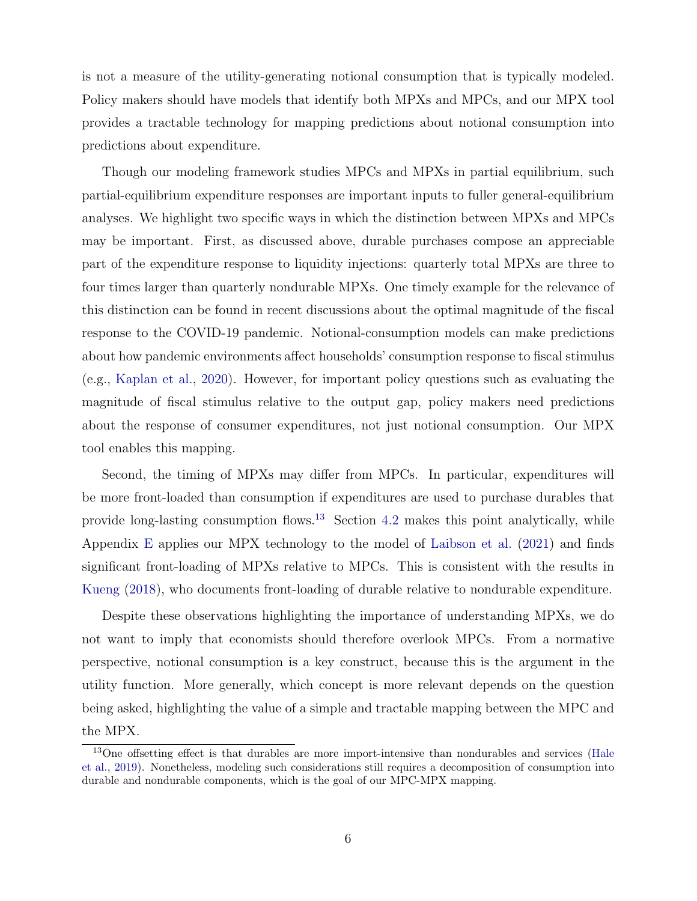is not a measure of the utility-generating notional consumption that is typically modeled. Policy makers should have models that identify both MPXs and MPCs, and our MPX tool provides a tractable technology for mapping predictions about notional consumption into predictions about expenditure.

Though our modeling framework studies MPCs and MPXs in partial equilibrium, such partial-equilibrium expenditure responses are important inputs to fuller general-equilibrium analyses. We highlight two specific ways in which the distinction between MPXs and MPCs may be important. First, as discussed above, durable purchases compose an appreciable part of the expenditure response to liquidity injections: quarterly total MPXs are three to four times larger than quarterly nondurable MPXs. One timely example for the relevance of this distinction can be found in recent discussions about the optimal magnitude of the fiscal response to the COVID-19 pandemic. Notional-consumption models can make predictions about how pandemic environments affect households' consumption response to fiscal stimulus (e.g., Kaplan et al., 2020). However, for important policy questions such as evaluating the magnitude of fiscal stimulus relative to the output gap, policy makers need predictions about the response of consumer expenditures, not just notional consumption. Our MPX tool enables this mapping.

Second, the timing of MPXs may differ from MPCs. In particular, expenditures will be more front-loaded than consumption if expenditures are used to purchase durables that provide long-lasting consumption flows.[13] Section 4.2 makes this point analytically, while Appendix E applies our MPX technology to the model of Laibson et al. (2021) and finds significant front-loading of MPXs relative to MPCs. This is consistent with the results in Kueng (2018), who documents front-loading of durable relative to nondurable expenditure.

Despite these observations highlighting the importance of understanding MPXs, we do not want to imply that economists should therefore overlook MPCs. From a normative perspective, notional consumption is a key construct, because this is the argument in the utility function. More generally, which concept is more relevant depends on the question being asked, highlighting the value of a simple and tractable mapping between the MPC and the MPX.

[13] One offsetting effect is that durables are more import-intensive than nondurables and services (Hale et al., 2019). Nonetheless, modeling such considerations still requires a decomposition of consumption into durable and nondurable components, which is the goal of our MPC-MPX mapping.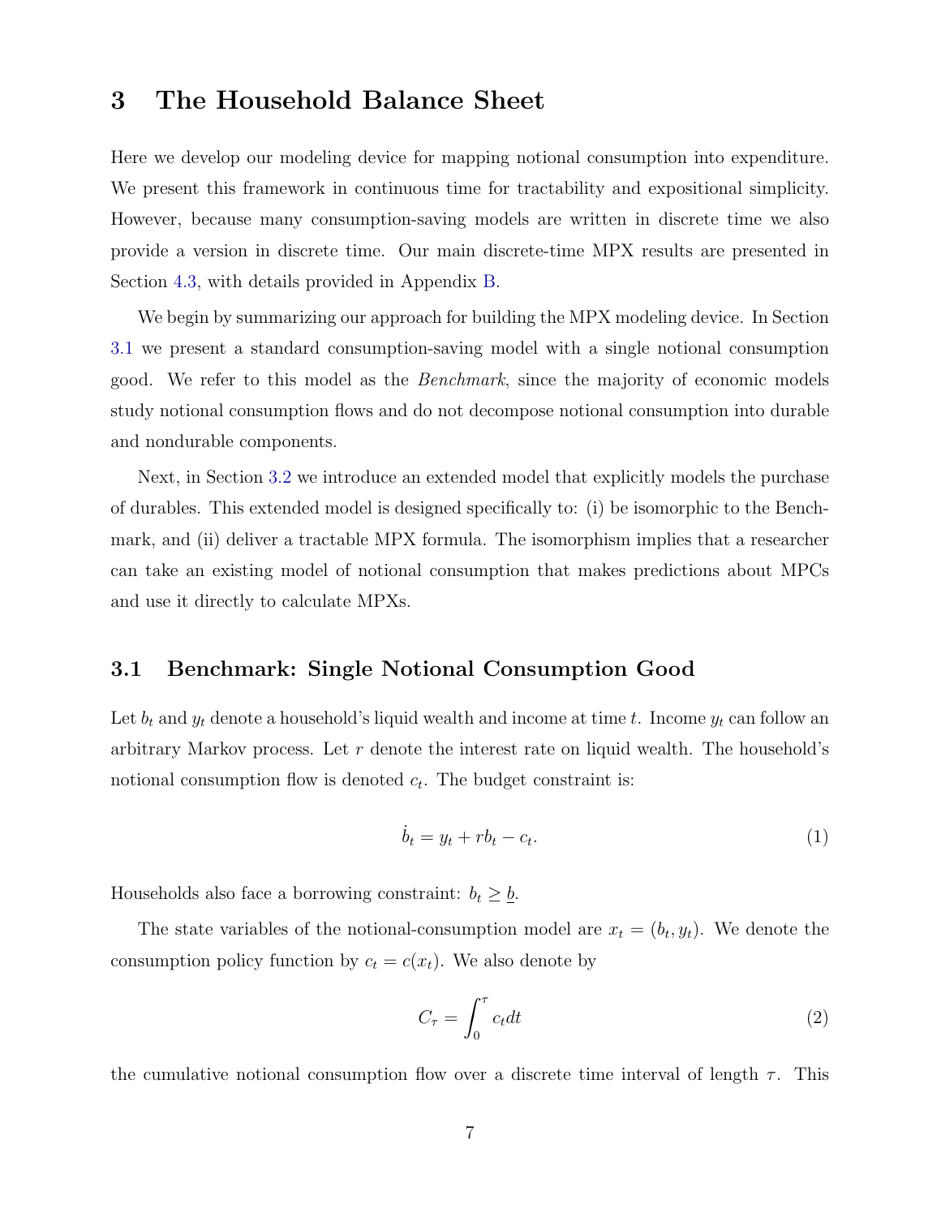# 3 The Household Balance Sheet

Here we develop our modeling device for mapping notional consumption into expenditure. We present this framework in continuous time for tractability and expositional simplicity. However, because many consumption-saving models are written in discrete time we also provide a version in discrete time. Our main discrete-time MPX results are presented in Section 4.3, with details provided in Appendix B.

We begin by summarizing our approach for building the MPX modeling device. In Section 3.1 we present a standard consumption-saving model with a single notional consumption good. We refer to this model as the *Benchmark*, since the majority of economic models study notional consumption flows and do not decompose notional consumption into durable and nondurable components.

Next, in Section 3.2 we introduce an extended model that explicitly models the purchase of durables. This extended model is designed specifically to: (i) be isomorphic to the Benchmark, and (ii) deliver a tractable MPX formula. The isomorphism implies that a researcher can take an existing model of notional consumption that makes predictions about MPCs and use it directly to calculate MPXs.

## 3.1 Benchmark: Single Notional Consumption Good

Let $b_t$ and $y_t$ denote a household's liquid wealth and income at time $t$. Income $y_t$ can follow an arbitrary Markov process. Let $r$ denote the interest rate on liquid wealth. The household's notional consumption flow is denoted $c_t$. The budget constraint is:

$$\dot{b}_t = y_t + rb_t - c_t. \tag{1}$$

Households also face a borrowing constraint: $b_t \geq \underline{b}$.

The state variables of the notional-consumption model are $x_t = (b_t, y_t)$. We denote the consumption policy function by $c_t = c(x_t)$. We also denote by

$$C_\tau = \int_0^\tau c_t dt \tag{2}$$

the cumulative notional consumption flow over a discrete time interval of length $\tau$. This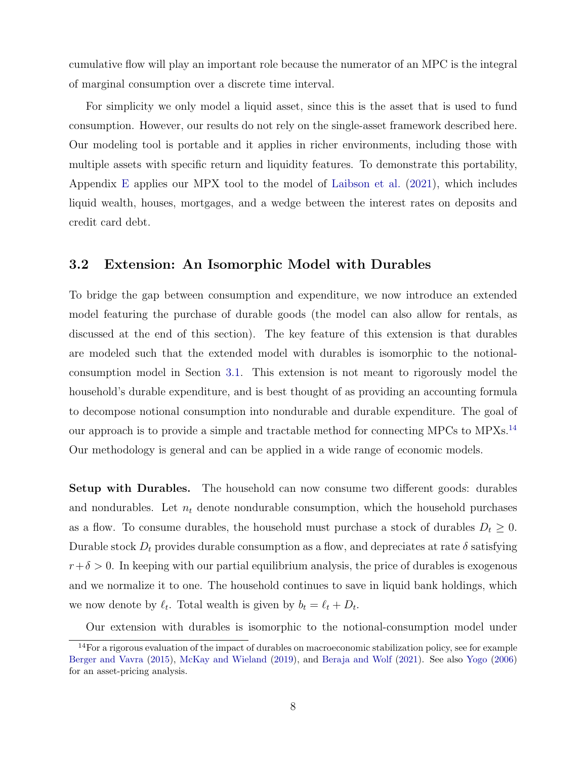cumulative flow will play an important role because the numerator of an MPC is the integral of marginal consumption over a discrete time interval.

For simplicity we only model a liquid asset, since this is the asset that is used to fund consumption. However, our results do not rely on the single-asset framework described here. Our modeling tool is portable and it applies in richer environments, including those with multiple assets with specific return and liquidity features. To demonstrate this portability, Appendix E applies our MPX tool to the model of Laibson et al. (2021), which includes liquid wealth, houses, mortgages, and a wedge between the interest rates on deposits and credit card debt.

## 3.2 Extension: An Isomorphic Model with Durables

To bridge the gap between consumption and expenditure, we now introduce an extended model featuring the purchase of durable goods (the model can also allow for rentals, as discussed at the end of this section). The key feature of this extension is that durables are modeled such that the extended model with durables is isomorphic to the notional-consumption model in Section 3.1. This extension is not meant to rigorously model the household's durable expenditure, and is best thought of as providing an accounting formula to decompose notional consumption into nondurable and durable expenditure. The goal of our approach is to provide a simple and tractable method for connecting MPCs to MPXs.[14] Our methodology is general and can be applied in a wide range of economic models.

**Setup with Durables.** The household can now consume two different goods: durables and nondurables. Let $n_t$ denote nondurable consumption, which the household purchases as a flow. To consume durables, the household must purchase a stock of durables $D_t \geq 0$. Durable stock $D_t$ provides durable consumption as a flow, and depreciates at rate $\delta$ satisfying $r + \delta > 0$. In keeping with our partial equilibrium analysis, the price of durables is exogenous and we normalize it to one. The household continues to save in liquid bank holdings, which we now denote by $\ell_t$. Total wealth is given by $b_t = \ell_t + D_t$.

Our extension with durables is isomorphic to the notional-consumption model under

[14] For a rigorous evaluation of the impact of durables on macroeconomic stabilization policy, see for example Berger and Vavra (2015), McKay and Wieland (2019), and Beraja and Wolf (2021). See also Yogo (2006) for an asset-pricing analysis.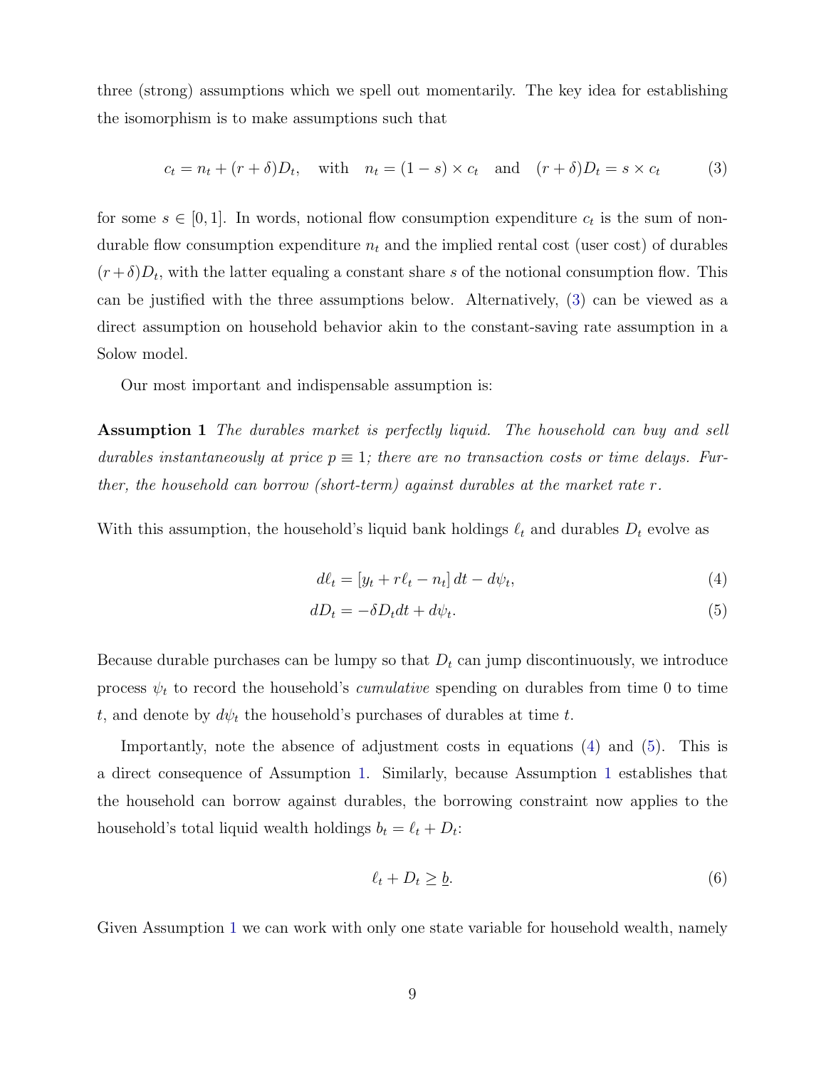three (strong) assumptions which we spell out momentarily. The key idea for establishing the isomorphism is to make assumptions such that

$$c_t = n_t + (r+\delta)D_t, \quad \text{with} \quad n_t = (1-s) \times c_t \quad \text{and} \quad (r+\delta)D_t = s \times c_t \tag{3}$$

for some $s \in [0,1]$. In words, notional flow consumption expenditure $c_t$ is the sum of non-durable flow consumption expenditure $n_t$ and the implied rental cost (user cost) of durables $(r+\delta)D_t$, with the latter equaling a constant share $s$ of the notional consumption flow. This can be justified with the three assumptions below. Alternatively, (3) can be viewed as a direct assumption on household behavior akin to the constant-saving rate assumption in a Solow model.

Our most important and indispensable assumption is:

**Assumption 1** *The durables market is perfectly liquid. The household can buy and sell durables instantaneously at price $p \equiv 1$; there are no transaction costs or time delays. Further, the household can borrow (short-term) against durables at the market rate $r$.*

With this assumption, the household's liquid bank holdings $\ell_t$ and durables $D_t$ evolve as

$$d\ell_t = [y_t + r\ell_t - n_t]\, dt - d\psi_t, \tag{4}$$

$$dD_t = -\delta D_t dt + d\psi_t. \tag{5}$$

Because durable purchases can be lumpy so that $D_t$ can jump discontinuously, we introduce process $\psi_t$ to record the household's *cumulative* spending on durables from time 0 to time $t$, and denote by $d\psi_t$ the household's purchases of durables at time $t$.

Importantly, note the absence of adjustment costs in equations (4) and (5). This is a direct consequence of Assumption 1. Similarly, because Assumption 1 establishes that the household can borrow against durables, the borrowing constraint now applies to the household's total liquid wealth holdings $b_t = \ell_t + D_t$:

$$\ell_t + D_t \geq \underline{b}. \tag{6}$$

Given Assumption 1 we can work with only one state variable for household wealth, namely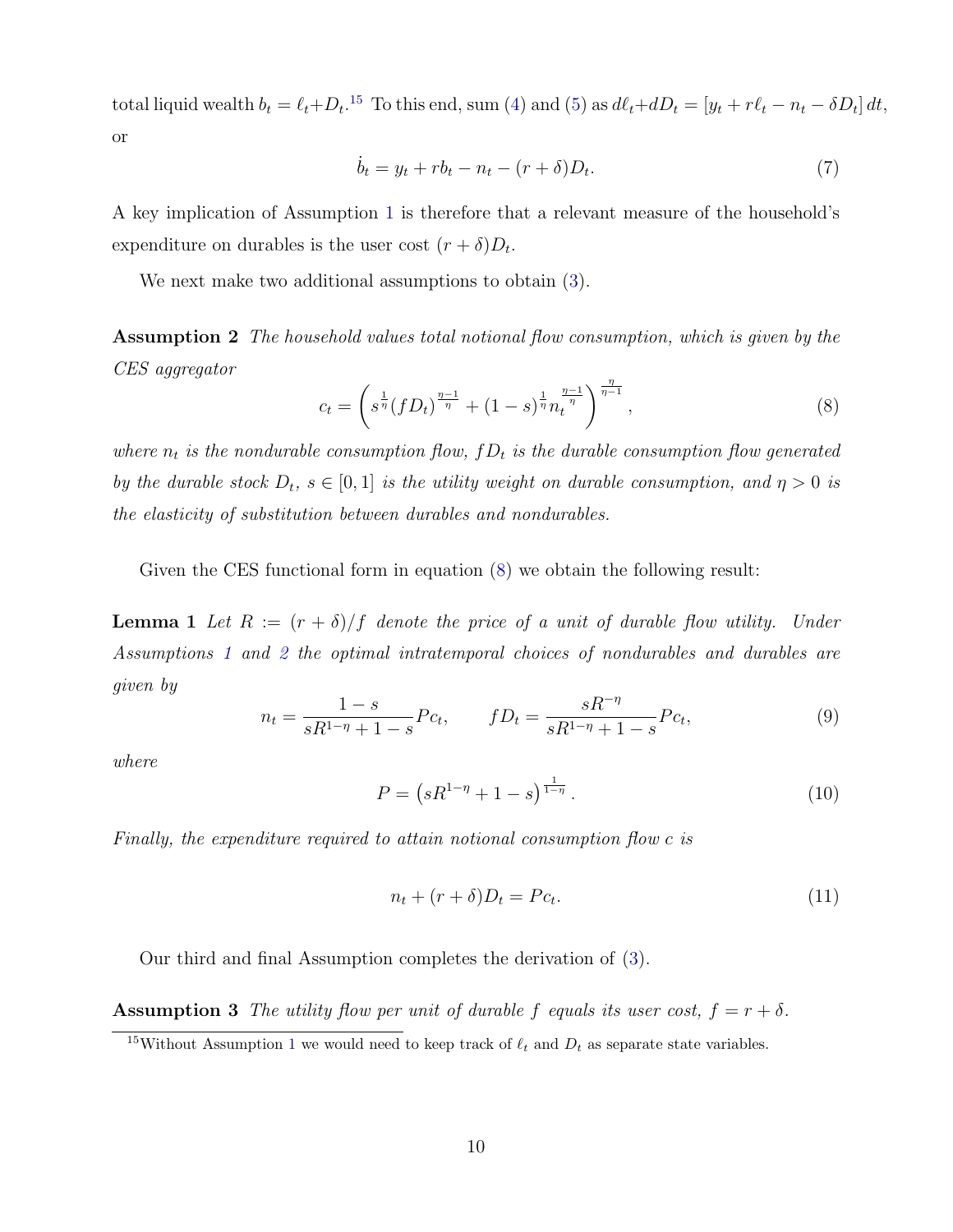total liquid wealth $b_t = \ell_t + D_t$.[15] To this end, sum (4) and (5) as $d\ell_t + dD_t = [y_t + r\ell_t - n_t - \delta D_t]\,dt$, or

$$\dot{b}_t = y_t + rb_t - n_t - (r+\delta)D_t. \tag{7}$$

A key implication of Assumption 1 is therefore that a relevant measure of the household's expenditure on durables is the user cost $(r+\delta)D_t$.

We next make two additional assumptions to obtain (3).

**Assumption 2** *The household values total notional flow consumption, which is given by the CES aggregator*

$$c_t = \left( s^{\frac{1}{\eta}} (fD_t)^{\frac{\eta-1}{\eta}} + (1-s)^{\frac{1}{\eta}} n_t^{\frac{\eta-1}{\eta}} \right)^{\frac{\eta}{\eta-1}}, \tag{8}$$

*where $n_t$ is the nondurable consumption flow, $fD_t$ is the durable consumption flow generated by the durable stock $D_t$, $s \in [0,1]$ is the utility weight on durable consumption, and $\eta > 0$ is the elasticity of substitution between durables and nondurables.*

Given the CES functional form in equation (8) we obtain the following result:

**Lemma 1** *Let $R := (r+\delta)/f$ denote the price of a unit of durable flow utility. Under Assumptions 1 and 2 the optimal intratemporal choices of nondurables and durables are given by*

$$n_t = \frac{1-s}{sR^{1-\eta} + 1 - s} Pc_t, \qquad fD_t = \frac{sR^{-\eta}}{sR^{1-\eta} + 1 - s} Pc_t, \tag{9}$$

*where*

$$P = \left( sR^{1-\eta} + 1 - s \right)^{\frac{1}{1-\eta}}. \tag{10}$$

*Finally, the expenditure required to attain notional consumption flow $c$ is*

$$n_t + (r+\delta)D_t = Pc_t. \tag{11}$$

Our third and final Assumption completes the derivation of (3).

**Assumption 3** *The utility flow per unit of durable $f$ equals its user cost, $f = r + \delta$.*

[15] Without Assumption 1 we would need to keep track of $\ell_t$ and $D_t$ as separate state variables.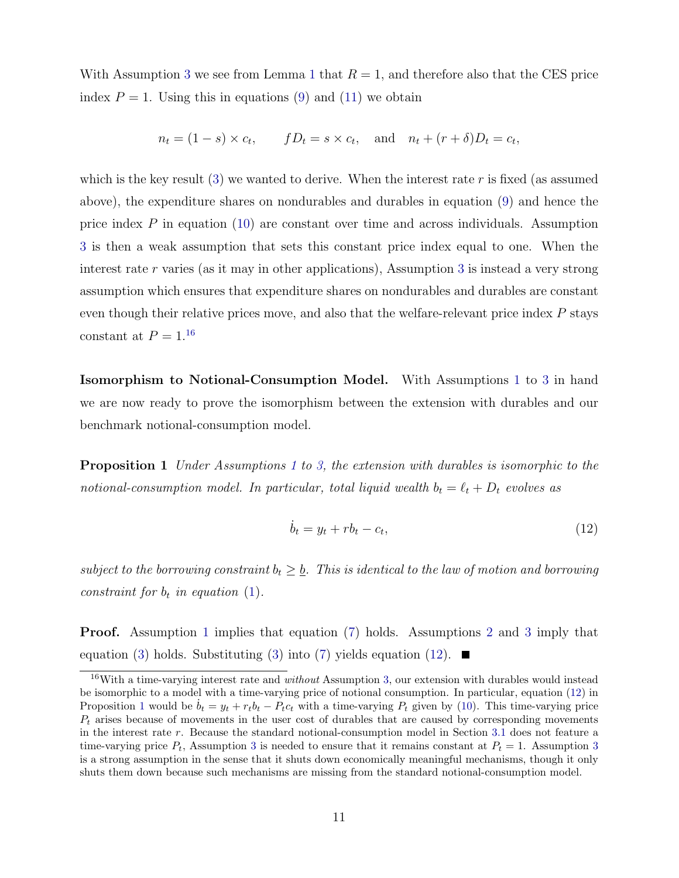With Assumption 3 we see from Lemma 1 that $R = 1$, and therefore also that the CES price index $P = 1$. Using this in equations (9) and (11) we obtain

$$n_t = (1 - s) \times c_t, \qquad f D_t = s \times c_t, \quad \text{and} \quad n_t + (r + \delta) D_t = c_t,$$

which is the key result (3) we wanted to derive. When the interest rate $r$ is fixed (as assumed above), the expenditure shares on nondurables and durables in equation (9) and hence the price index $P$ in equation (10) are constant over time and across individuals. Assumption 3 is then a weak assumption that sets this constant price index equal to one. When the interest rate $r$ varies (as it may in other applications), Assumption 3 is instead a very strong assumption which ensures that expenditure shares on nondurables and durables are constant even though their relative prices move, and also that the welfare-relevant price index $P$ stays constant at $P = 1$.[16]

**Isomorphism to Notional-Consumption Model.** With Assumptions 1 to 3 in hand we are now ready to prove the isomorphism between the extension with durables and our benchmark notional-consumption model.

**Proposition 1** *Under Assumptions 1 to 3, the extension with durables is isomorphic to the notional-consumption model. In particular, total liquid wealth $b_t = \ell_t + D_t$ evolves as*

$$\dot{b}_t = y_t + r b_t - c_t, \tag{12}$$

*subject to the borrowing constraint $b_t \geq \underline{b}$. This is identical to the law of motion and borrowing constraint for $b_t$ in equation (1).*

**Proof.** Assumption 1 implies that equation (7) holds. Assumptions 2 and 3 imply that equation (3) holds. Substituting (3) into (7) yields equation (12). ■

[16] With a time-varying interest rate and *without* Assumption 3, our extension with durables would instead be isomorphic to a model with a time-varying price of notional consumption. In particular, equation (12) in Proposition 1 would be $\dot{b}_t = y_t + r_t b_t - P_t c_t$ with a time-varying $P_t$ given by (10). This time-varying price $P_t$ arises because of movements in the user cost of durables that are caused by corresponding movements in the interest rate $r$. Because the standard notional-consumption model in Section 3.1 does not feature a time-varying price $P_t$, Assumption 3 is needed to ensure that it remains constant at $P_t = 1$. Assumption 3 is a strong assumption in the sense that it shuts down economically meaningful mechanisms, though it only shuts them down because such mechanisms are missing from the standard notional-consumption model.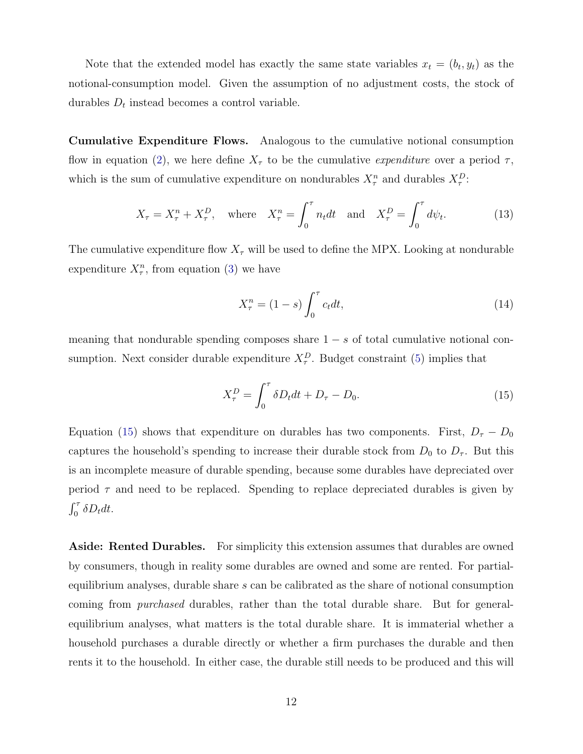Note that the extended model has exactly the same state variables $x_t = (b_t, y_t)$ as the notional-consumption model. Given the assumption of no adjustment costs, the stock of durables $D_t$ instead becomes a control variable.

**Cumulative Expenditure Flows.** Analogous to the cumulative notional consumption flow in equation (2), we here define $X_\tau$ to be the cumulative *expenditure* over a period $\tau$, which is the sum of cumulative expenditure on nondurables $X_\tau^n$ and durables $X_\tau^D$:

$$X_\tau = X_\tau^n + X_\tau^D, \quad \text{where} \quad X_\tau^n = \int_0^\tau n_t dt \quad \text{and} \quad X_\tau^D = \int_0^\tau d\psi_t. \tag{13}$$

The cumulative expenditure flow $X_\tau$ will be used to define the MPX. Looking at nondurable expenditure $X_\tau^n$, from equation (3) we have

$$X_\tau^n = (1-s)\int_0^\tau c_t dt, \tag{14}$$

meaning that nondurable spending composes share $1-s$ of total cumulative notional consumption. Next consider durable expenditure $X_\tau^D$. Budget constraint (5) implies that

$$X_\tau^D = \int_0^\tau \delta D_t dt + D_\tau - D_0. \tag{15}$$

Equation (15) shows that expenditure on durables has two components. First, $D_\tau - D_0$ captures the household's spending to increase their durable stock from $D_0$ to $D_\tau$. But this is an incomplete measure of durable spending, because some durables have depreciated over period $\tau$ and need to be replaced. Spending to replace depreciated durables is given by $\int_0^\tau \delta D_t dt$.

**Aside: Rented Durables.** For simplicity this extension assumes that durables are owned by consumers, though in reality some durables are owned and some are rented. For partial-equilibrium analyses, durable share $s$ can be calibrated as the share of notional consumption coming from *purchased* durables, rather than the total durable share. But for general-equilibrium analyses, what matters is the total durable share. It is immaterial whether a household purchases a durable directly or whether a firm purchases the durable and then rents it to the household. In either case, the durable still needs to be produced and this will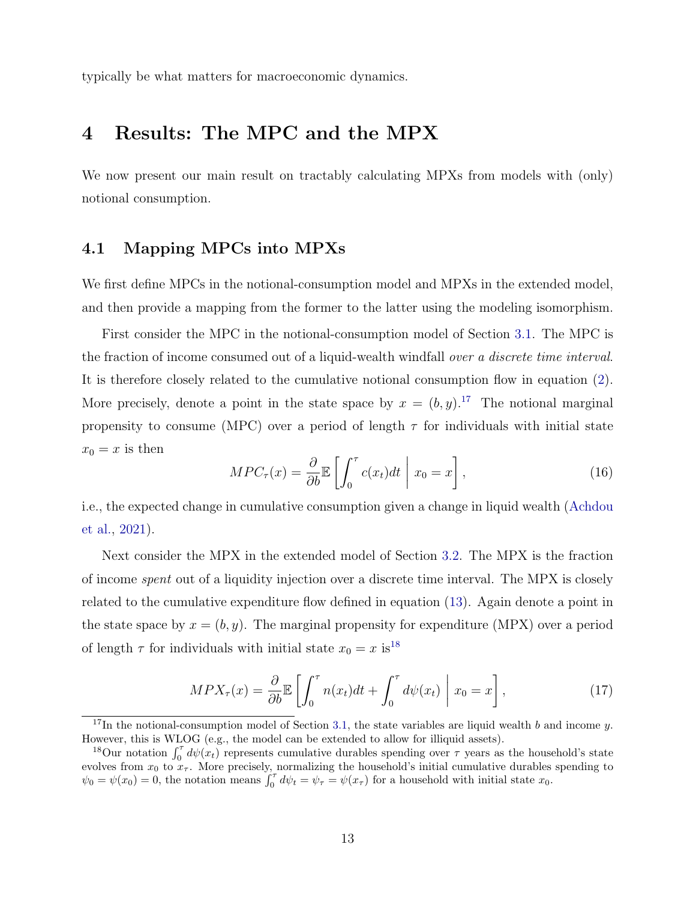typically be what matters for macroeconomic dynamics.

# 4 Results: The MPC and the MPX

We now present our main result on tractably calculating MPXs from models with (only) notional consumption.

## 4.1 Mapping MPCs into MPXs

We first define MPCs in the notional-consumption model and MPXs in the extended model, and then provide a mapping from the former to the latter using the modeling isomorphism.

First consider the MPC in the notional-consumption model of Section 3.1. The MPC is the fraction of income consumed out of a liquid-wealth windfall *over a discrete time interval*. It is therefore closely related to the cumulative notional consumption flow in equation (2). More precisely, denote a point in the state space by $x = (b, y)$.[17] The notional marginal propensity to consume (MPC) over a period of length $\tau$ for individuals with initial state $x_0 = x$ is then

$$MPC_\tau(x) = \frac{\partial}{\partial b}\mathbb{E}\left[\int_0^\tau c(x_t)dt \;\middle|\; x_0 = x\right], \tag{16}$$

i.e., the expected change in cumulative consumption given a change in liquid wealth (Achdou et al., 2021).

Next consider the MPX in the extended model of Section 3.2. The MPX is the fraction of income *spent* out of a liquidity injection over a discrete time interval. The MPX is closely related to the cumulative expenditure flow defined in equation (13). Again denote a point in the state space by $x = (b, y)$. The marginal propensity for expenditure (MPX) over a period of length $\tau$ for individuals with initial state $x_0 = x$ is[18]

$$MPX_\tau(x) = \frac{\partial}{\partial b}\mathbb{E}\left[\int_0^\tau n(x_t)dt + \int_0^\tau d\psi(x_t) \;\middle|\; x_0 = x\right], \tag{17}$$

[17] In the notional-consumption model of Section 3.1, the state variables are liquid wealth $b$ and income $y$. However, this is WLOG (e.g., the model can be extended to allow for illiquid assets).

[18] Our notation $\int_0^\tau d\psi(x_t)$ represents cumulative durables spending over $\tau$ years as the household's state evolves from $x_0$ to $x_\tau$. More precisely, normalizing the household's initial cumulative durables spending to $\psi_0 = \psi(x_0) = 0$, the notation means $\int_0^\tau d\psi_t = \psi_\tau = \psi(x_\tau)$ for a household with initial state $x_0$.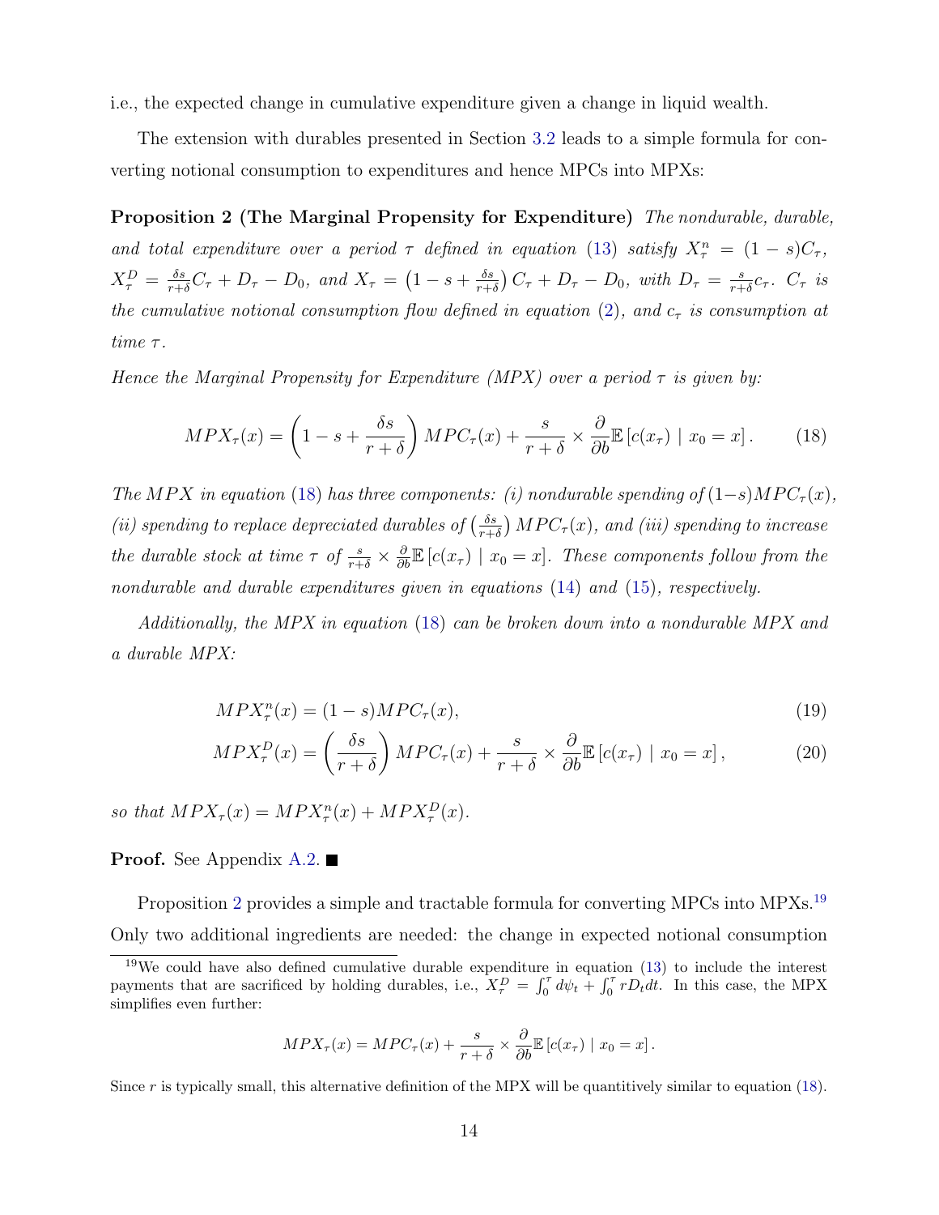i.e., the expected change in cumulative expenditure given a change in liquid wealth.

The extension with durables presented in Section 3.2 leads to a simple formula for converting notional consumption to expenditures and hence MPCs into MPXs:

**Proposition 2 (The Marginal Propensity for Expenditure)** *The nondurable, durable, and total expenditure over a period $\tau$ defined in equation (13) satisfy $X^n_\tau = (1-s)C_\tau$, $X^D_\tau = \frac{\delta s}{r+\delta}C_\tau + D_\tau - D_0$, and $X_\tau = \left(1 - s + \frac{\delta s}{r+\delta}\right)C_\tau + D_\tau - D_0$, with $D_\tau = \frac{s}{r+\delta}c_\tau$. $C_\tau$ is the cumulative notional consumption flow defined in equation (2), and $c_\tau$ is consumption at time $\tau$.*

*Hence the Marginal Propensity for Expenditure (MPX) over a period $\tau$ is given by:*

$$MPX_\tau(x) = \left(1 - s + \frac{\delta s}{r+\delta}\right) MPC_\tau(x) + \frac{s}{r+\delta} \times \frac{\partial}{\partial b}\mathbb{E}\left[c(x_\tau) \mid x_0 = x\right]. \tag{18}$$

*The MPX in equation (18) has three components: (i) nondurable spending of $(1-s)MPC_\tau(x)$, (ii) spending to replace depreciated durables of $\left(\frac{\delta s}{r+\delta}\right)MPC_\tau(x)$, and (iii) spending to increase the durable stock at time $\tau$ of $\frac{s}{r+\delta} \times \frac{\partial}{\partial b}\mathbb{E}\left[c(x_\tau) \mid x_0 = x\right]$. These components follow from the nondurable and durable expenditures given in equations (14) and (15), respectively.*

*Additionally, the MPX in equation (18) can be broken down into a nondurable MPX and a durable MPX:*

$$MPX^n_\tau(x) = (1-s)MPC_\tau(x), \tag{19}$$

$$MPX^D_\tau(x) = \left(\frac{\delta s}{r+\delta}\right) MPC_\tau(x) + \frac{s}{r+\delta} \times \frac{\partial}{\partial b}\mathbb{E}\left[c(x_\tau) \mid x_0 = x\right], \tag{20}$$

*so that $MPX_\tau(x) = MPX^n_\tau(x) + MPX^D_\tau(x)$.*

**Proof.** See Appendix A.2. ■

Proposition 2 provides a simple and tractable formula for converting MPCs into MPXs.[19] Only two additional ingredients are needed: the change in expected notional consumption

[19] We could have also defined cumulative durable expenditure in equation (13) to include the interest payments that are sacrificed by holding durables, i.e., $X^D_\tau = \int_0^\tau d\psi_t + \int_0^\tau rD_t dt$. In this case, the MPX simplifies even further:

$$MPX_\tau(x) = MPC_\tau(x) + \frac{s}{r+\delta} \times \frac{\partial}{\partial b}\mathbb{E}\left[c(x_\tau) \mid x_0 = x\right].$$

Since $r$ is typically small, this alternative definition of the MPX will be quantitively similar to equation (18).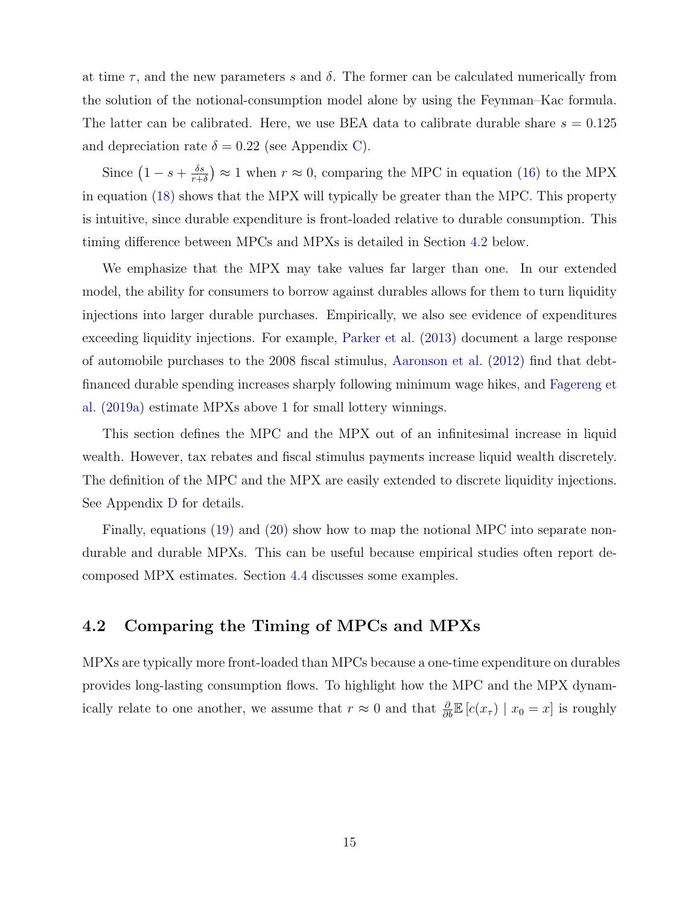at time $\tau$, and the new parameters $s$ and $\delta$. The former can be calculated numerically from the solution of the notional-consumption model alone by using the Feynman–Kac formula. The latter can be calibrated. Here, we use BEA data to calibrate durable share $s = 0.125$ and depreciation rate $\delta = 0.22$ (see Appendix C).

Since $\left(1 - s + \frac{\delta s}{r+\delta}\right) \approx 1$ when $r \approx 0$, comparing the MPC in equation (16) to the MPX in equation (18) shows that the MPX will typically be greater than the MPC. This property is intuitive, since durable expenditure is front-loaded relative to durable consumption. This timing difference between MPCs and MPXs is detailed in Section 4.2 below.

We emphasize that the MPX may take values far larger than one. In our extended model, the ability for consumers to borrow against durables allows for them to turn liquidity injections into larger durable purchases. Empirically, we also see evidence of expenditures exceeding liquidity injections. For example, Parker et al. (2013) document a large response of automobile purchases to the 2008 fiscal stimulus, Aaronson et al. (2012) find that debt-financed durable spending increases sharply following minimum wage hikes, and Fagereng et al. (2019a) estimate MPXs above 1 for small lottery winnings.

This section defines the MPC and the MPX out of an infinitesimal increase in liquid wealth. However, tax rebates and fiscal stimulus payments increase liquid wealth discretely. The definition of the MPC and the MPX are easily extended to discrete liquidity injections. See Appendix D for details.

Finally, equations (19) and (20) show how to map the notional MPC into separate non-durable and durable MPXs. This can be useful because empirical studies often report decomposed MPX estimates. Section 4.4 discusses some examples.

## 4.2 Comparing the Timing of MPCs and MPXs

MPXs are typically more front-loaded than MPCs because a one-time expenditure on durables provides long-lasting consumption flows. To highlight how the MPC and the MPX dynamically relate to one another, we assume that $r \approx 0$ and that $\frac{\partial}{\partial b}\mathbb{E}\left[c(x_\tau) \mid x_0 = x\right]$ is roughly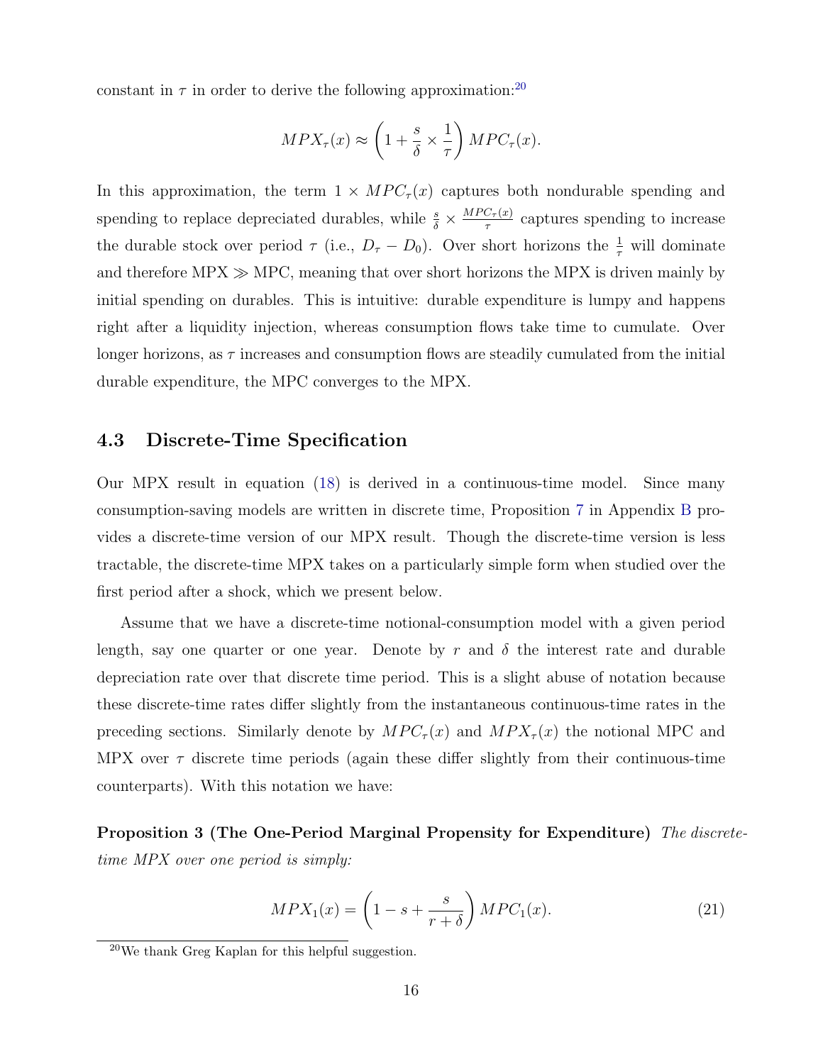constant in $\tau$ in order to derive the following approximation:[20]

$$MPX_{\tau}(x) \approx \left(1 + \frac{s}{\delta} \times \frac{1}{\tau}\right) MPC_{\tau}(x).$$

In this approximation, the term $1 \times MPC_{\tau}(x)$ captures both nondurable spending and spending to replace depreciated durables, while $\frac{s}{\delta} \times \frac{MPC_{\tau}(x)}{\tau}$ captures spending to increase the durable stock over period $\tau$ (i.e., $D_{\tau} - D_0$). Over short horizons the $\frac{1}{\tau}$ will dominate and therefore MPX $\gg$ MPC, meaning that over short horizons the MPX is driven mainly by initial spending on durables. This is intuitive: durable expenditure is lumpy and happens right after a liquidity injection, whereas consumption flows take time to cumulate. Over longer horizons, as $\tau$ increases and consumption flows are steadily cumulated from the initial durable expenditure, the MPC converges to the MPX.

## 4.3 Discrete-Time Specification

Our MPX result in equation (18) is derived in a continuous-time model. Since many consumption-saving models are written in discrete time, Proposition 7 in Appendix B provides a discrete-time version of our MPX result. Though the discrete-time version is less tractable, the discrete-time MPX takes on a particularly simple form when studied over the first period after a shock, which we present below.

Assume that we have a discrete-time notional-consumption model with a given period length, say one quarter or one year. Denote by $r$ and $\delta$ the interest rate and durable depreciation rate over that discrete time period. This is a slight abuse of notation because these discrete-time rates differ slightly from the instantaneous continuous-time rates in the preceding sections. Similarly denote by $MPC_{\tau}(x)$ and $MPX_{\tau}(x)$ the notional MPC and MPX over $\tau$ discrete time periods (again these differ slightly from their continuous-time counterparts). With this notation we have:

**Proposition 3 (The One-Period Marginal Propensity for Expenditure)** *The discrete-time MPX over one period is simply:*

$$MPX_1(x) = \left(1 - s + \frac{s}{r + \delta}\right) MPC_1(x). \tag{21}$$

[20] We thank Greg Kaplan for this helpful suggestion.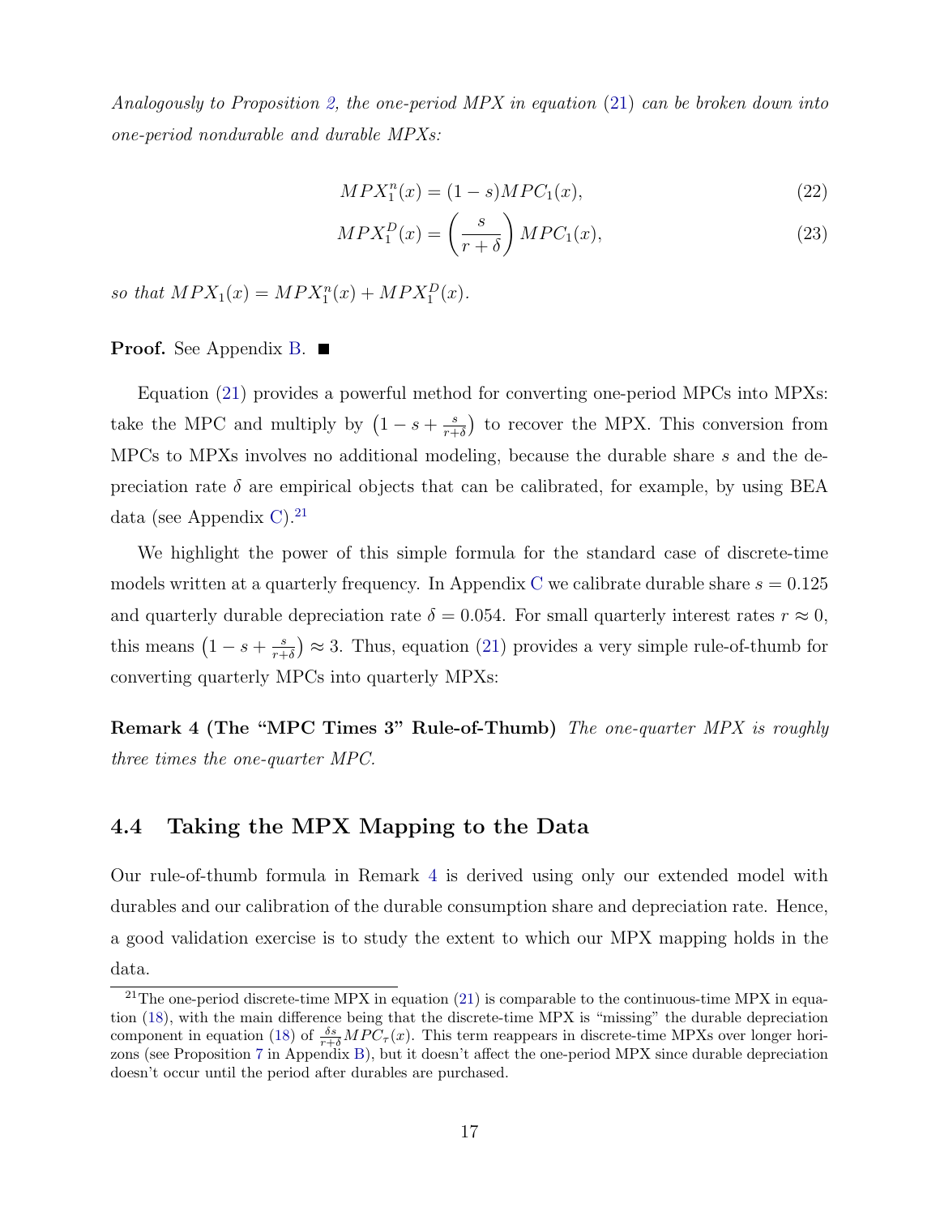*Analogously to Proposition 2, the one-period MPX in equation (21) can be broken down into one-period nondurable and durable MPXs:*

$$MPX_1^n(x) = (1-s)MPC_1(x), \tag{22}$$

$$MPX_1^D(x) = \left(\frac{s}{r+\delta}\right) MPC_1(x), \tag{23}$$

*so that* $MPX_1(x) = MPX_1^n(x) + MPX_1^D(x)$.

**Proof.** See Appendix B. ■

Equation (21) provides a powerful method for converting one-period MPCs into MPXs: take the MPC and multiply by $\left(1 - s + \frac{s}{r+\delta}\right)$ to recover the MPX. This conversion from MPCs to MPXs involves no additional modeling, because the durable share $s$ and the depreciation rate $\delta$ are empirical objects that can be calibrated, for example, by using BEA data (see Appendix C).[21]

We highlight the power of this simple formula for the standard case of discrete-time models written at a quarterly frequency. In Appendix C we calibrate durable share $s = 0.125$ and quarterly durable depreciation rate $\delta = 0.054$. For small quarterly interest rates $r \approx 0$, this means $\left(1 - s + \frac{s}{r+\delta}\right) \approx 3$. Thus, equation (21) provides a very simple rule-of-thumb for converting quarterly MPCs into quarterly MPXs:

**Remark 4 (The "MPC Times 3" Rule-of-Thumb)** *The one-quarter MPX is roughly three times the one-quarter MPC.*

## 4.4 Taking the MPX Mapping to the Data

Our rule-of-thumb formula in Remark 4 is derived using only our extended model with durables and our calibration of the durable consumption share and depreciation rate. Hence, a good validation exercise is to study the extent to which our MPX mapping holds in the data.

[21] The one-period discrete-time MPX in equation (21) is comparable to the continuous-time MPX in equation (18), with the main difference being that the discrete-time MPX is "missing" the durable depreciation component in equation (18) of $\frac{\delta s}{r+\delta} MPC_\tau(x)$. This term reappears in discrete-time MPXs over longer horizons (see Proposition 7 in Appendix B), but it doesn't affect the one-period MPX since durable depreciation doesn't occur until the period after durables are purchased.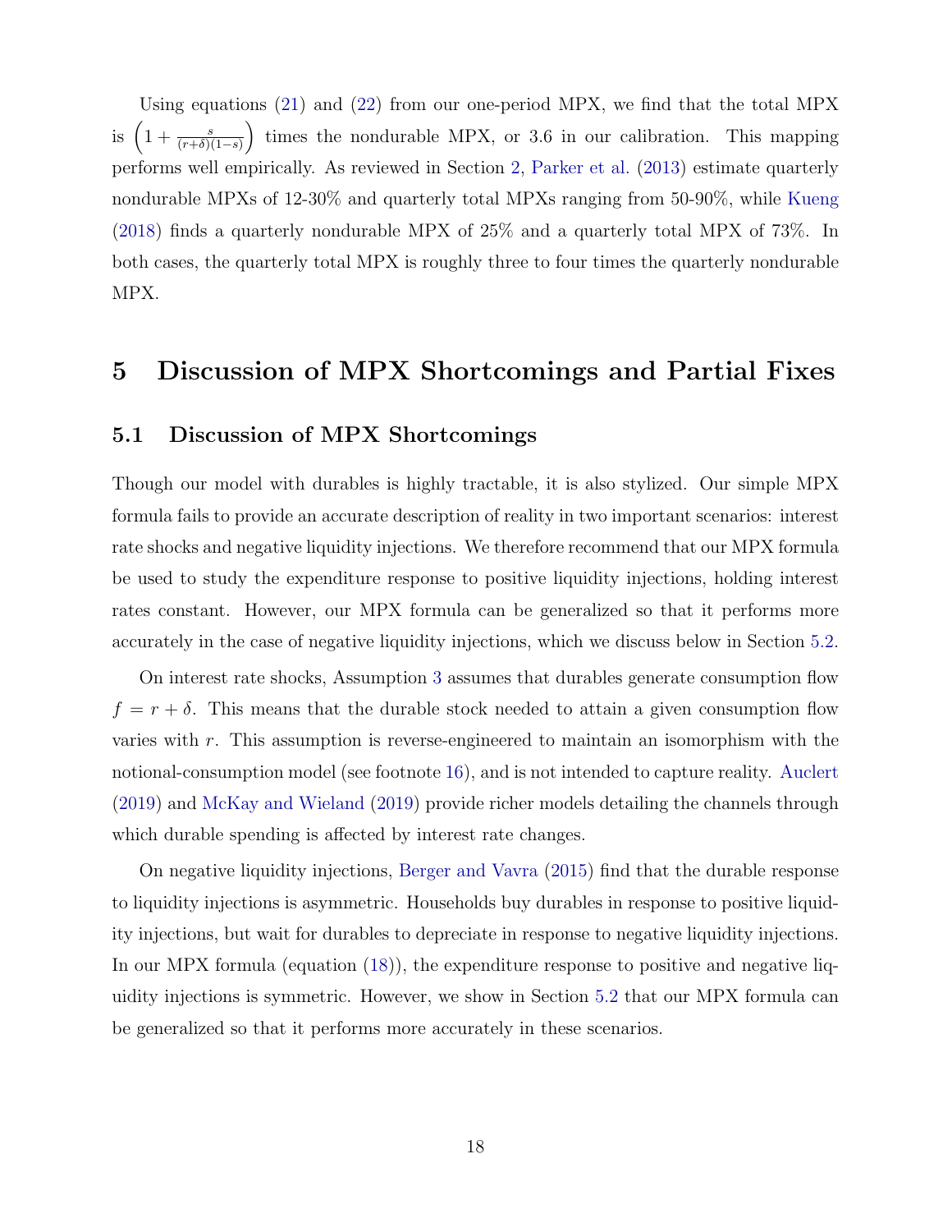Using equations (21) and (22) from our one-period MPX, we find that the total MPX is $\left(1 + \frac{s}{(r+\delta)(1-s)}\right)$ times the nondurable MPX, or 3.6 in our calibration. This mapping performs well empirically. As reviewed in Section 2, Parker et al. (2013) estimate quarterly nondurable MPXs of 12-30% and quarterly total MPXs ranging from 50-90%, while Kueng (2018) finds a quarterly nondurable MPX of 25% and a quarterly total MPX of 73%. In both cases, the quarterly total MPX is roughly three to four times the quarterly nondurable MPX.

# 5 Discussion of MPX Shortcomings and Partial Fixes

## 5.1 Discussion of MPX Shortcomings

Though our model with durables is highly tractable, it is also stylized. Our simple MPX formula fails to provide an accurate description of reality in two important scenarios: interest rate shocks and negative liquidity injections. We therefore recommend that our MPX formula be used to study the expenditure response to positive liquidity injections, holding interest rates constant. However, our MPX formula can be generalized so that it performs more accurately in the case of negative liquidity injections, which we discuss below in Section 5.2.

On interest rate shocks, Assumption 3 assumes that durables generate consumption flow $f = r + \delta$. This means that the durable stock needed to attain a given consumption flow varies with $r$. This assumption is reverse-engineered to maintain an isomorphism with the notional-consumption model (see footnote 16), and is not intended to capture reality. Auclert (2019) and McKay and Wieland (2019) provide richer models detailing the channels through which durable spending is affected by interest rate changes.

On negative liquidity injections, Berger and Vavra (2015) find that the durable response to liquidity injections is asymmetric. Households buy durables in response to positive liquidity injections, but wait for durables to depreciate in response to negative liquidity injections. In our MPX formula (equation (18)), the expenditure response to positive and negative liquidity injections is symmetric. However, we show in Section 5.2 that our MPX formula can be generalized so that it performs more accurately in these scenarios.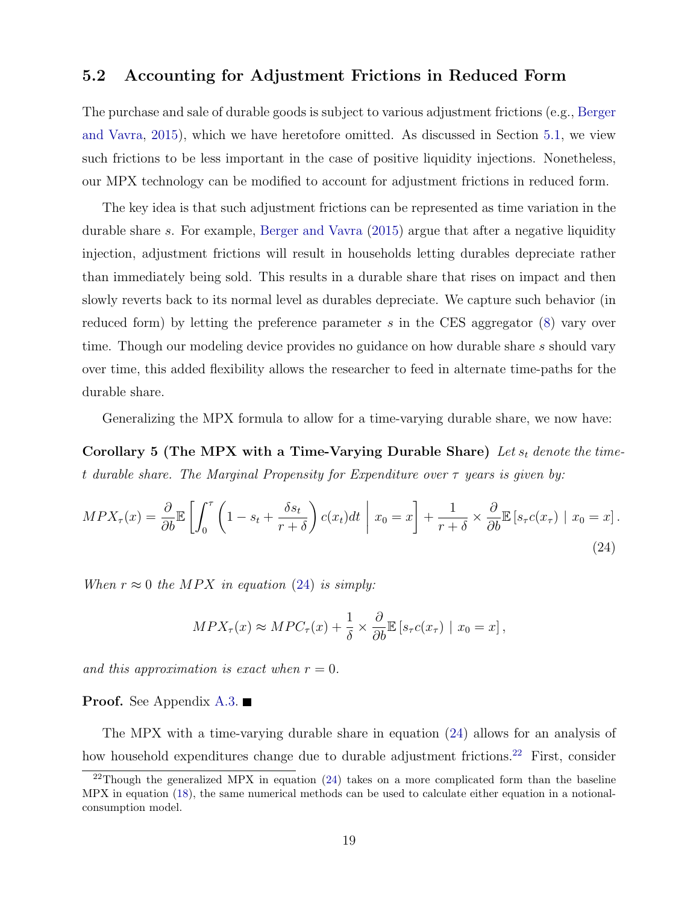## 5.2 Accounting for Adjustment Frictions in Reduced Form

The purchase and sale of durable goods is subject to various adjustment frictions (e.g., Berger and Vavra, 2015), which we have heretofore omitted. As discussed in Section 5.1, we view such frictions to be less important in the case of positive liquidity injections. Nonetheless, our MPX technology can be modified to account for adjustment frictions in reduced form.

The key idea is that such adjustment frictions can be represented as time variation in the durable share $s$. For example, Berger and Vavra (2015) argue that after a negative liquidity injection, adjustment frictions will result in households letting durables depreciate rather than immediately being sold. This results in a durable share that rises on impact and then slowly reverts back to its normal level as durables depreciate. We capture such behavior (in reduced form) by letting the preference parameter $s$ in the CES aggregator (8) vary over time. Though our modeling device provides no guidance on how durable share $s$ should vary over time, this added flexibility allows the researcher to feed in alternate time-paths for the durable share.

Generalizing the MPX formula to allow for a time-varying durable share, we now have:

**Corollary 5 (The MPX with a Time-Varying Durable Share)** *Let $s_t$ denote the time-$t$ durable share. The Marginal Propensity for Expenditure over $\tau$ years is given by:*

$$MPX_\tau(x) = \frac{\partial}{\partial b}\mathbb{E}\left[\int_0^\tau \left(1 - s_t + \frac{\delta s_t}{r+\delta}\right) c(x_t)dt \;\middle|\; x_0 = x\right] + \frac{1}{r+\delta} \times \frac{\partial}{\partial b}\mathbb{E}\left[s_\tau c(x_\tau) \mid x_0 = x\right]. \tag{24}$$

*When $r \approx 0$ the $MPX$ in equation (24) is simply:*

$$MPX_\tau(x) \approx MPC_\tau(x) + \frac{1}{\delta} \times \frac{\partial}{\partial b}\mathbb{E}\left[s_\tau c(x_\tau) \mid x_0 = x\right],$$

*and this approximation is exact when $r = 0$.*

**Proof.** See Appendix A.3. ■

The MPX with a time-varying durable share in equation (24) allows for an analysis of how household expenditures change due to durable adjustment frictions.[22] First, consider

[22] Though the generalized MPX in equation (24) takes on a more complicated form than the baseline MPX in equation (18), the same numerical methods can be used to calculate either equation in a notional-consumption model.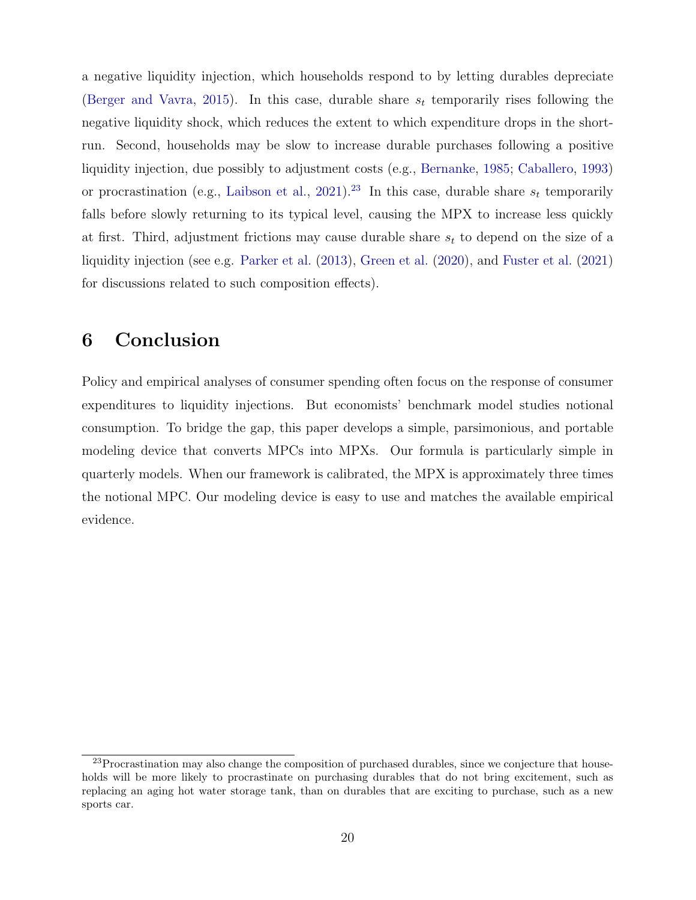a negative liquidity injection, which households respond to by letting durables depreciate (Berger and Vavra, 2015). In this case, durable share $s_t$ temporarily rises following the negative liquidity shock, which reduces the extent to which expenditure drops in the short-run. Second, households may be slow to increase durable purchases following a positive liquidity injection, due possibly to adjustment costs (e.g., Bernanke, 1985; Caballero, 1993) or procrastination (e.g., Laibson et al., 2021).[23] In this case, durable share $s_t$ temporarily falls before slowly returning to its typical level, causing the MPX to increase less quickly at first. Third, adjustment frictions may cause durable share $s_t$ to depend on the size of a liquidity injection (see e.g. Parker et al. (2013), Green et al. (2020), and Fuster et al. (2021) for discussions related to such composition effects).

# 6 Conclusion

Policy and empirical analyses of consumer spending often focus on the response of consumer expenditures to liquidity injections. But economists' benchmark model studies notional consumption. To bridge the gap, this paper develops a simple, parsimonious, and portable modeling device that converts MPCs into MPXs. Our formula is particularly simple in quarterly models. When our framework is calibrated, the MPX is approximately three times the notional MPC. Our modeling device is easy to use and matches the available empirical evidence.

[23] Procrastination may also change the composition of purchased durables, since we conjecture that households will be more likely to procrastinate on purchasing durables that do not bring excitement, such as replacing an aging hot water storage tank, than on durables that are exciting to purchase, such as a new sports car.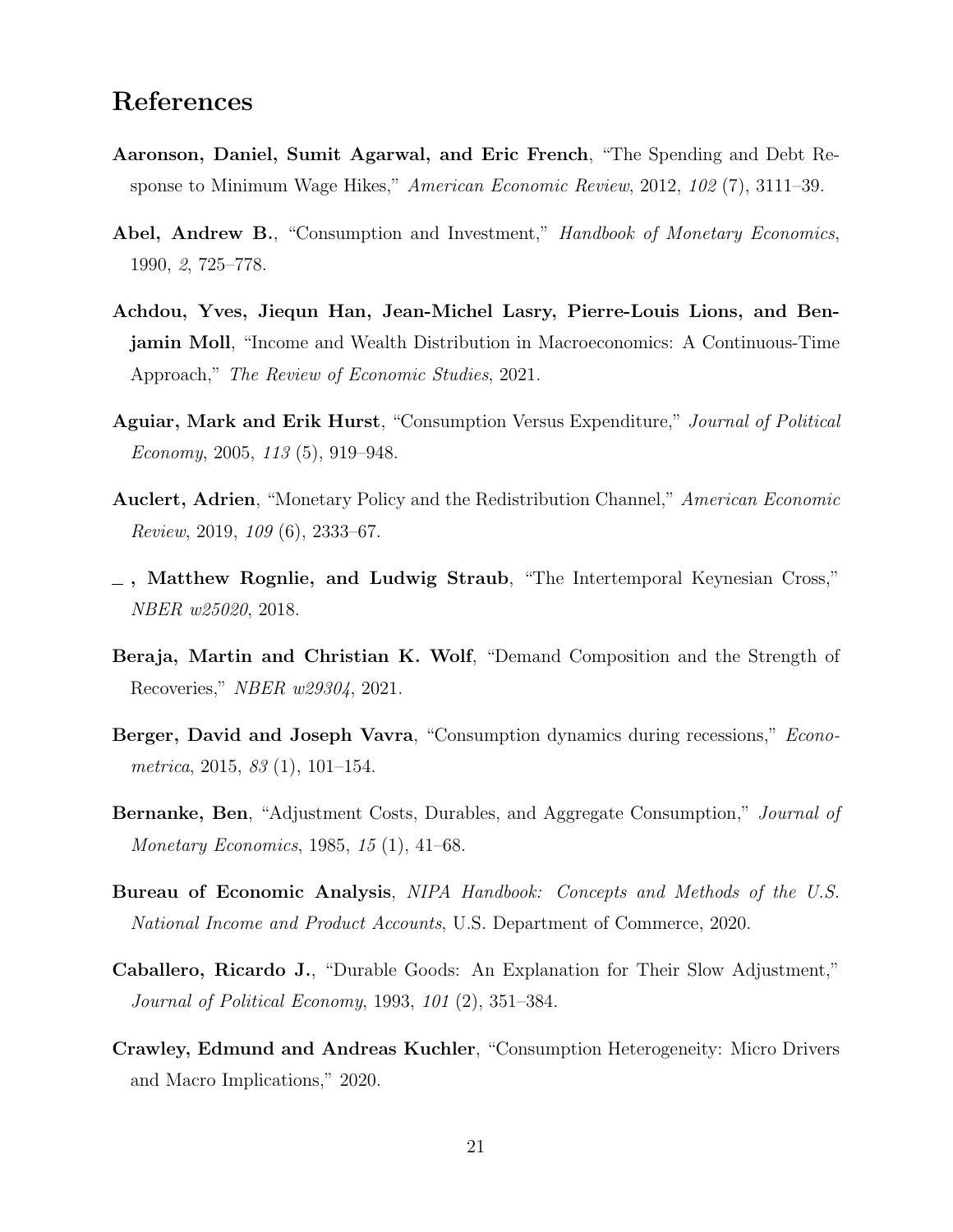## References

**Aaronson, Daniel, Sumit Agarwal, and Eric French**, "The Spending and Debt Response to Minimum Wage Hikes," *American Economic Review*, 2012, *102* (7), 3111–39.

**Abel, Andrew B.**, "Consumption and Investment," *Handbook of Monetary Economics*, 1990, *2*, 725–778.

**Achdou, Yves, Jiequn Han, Jean-Michel Lasry, Pierre-Louis Lions, and Benjamin Moll**, "Income and Wealth Distribution in Macroeconomics: A Continuous-Time Approach," *The Review of Economic Studies*, 2021.

**Aguiar, Mark and Erik Hurst**, "Consumption Versus Expenditure," *Journal of Political Economy*, 2005, *113* (5), 919–948.

**Auclert, Adrien**, "Monetary Policy and the Redistribution Channel," *American Economic Review*, 2019, *109* (6), 2333–67.

**\_ , Matthew Rognlie, and Ludwig Straub**, "The Intertemporal Keynesian Cross," *NBER w25020*, 2018.

**Beraja, Martin and Christian K. Wolf**, "Demand Composition and the Strength of Recoveries," *NBER w29304*, 2021.

**Berger, David and Joseph Vavra**, "Consumption dynamics during recessions," *Econometrica*, 2015, *83* (1), 101–154.

**Bernanke, Ben**, "Adjustment Costs, Durables, and Aggregate Consumption," *Journal of Monetary Economics*, 1985, *15* (1), 41–68.

**Bureau of Economic Analysis**, *NIPA Handbook: Concepts and Methods of the U.S. National Income and Product Accounts*, U.S. Department of Commerce, 2020.

**Caballero, Ricardo J.**, "Durable Goods: An Explanation for Their Slow Adjustment," *Journal of Political Economy*, 1993, *101* (2), 351–384.

**Crawley, Edmund and Andreas Kuchler**, "Consumption Heterogeneity: Micro Drivers and Macro Implications," 2020.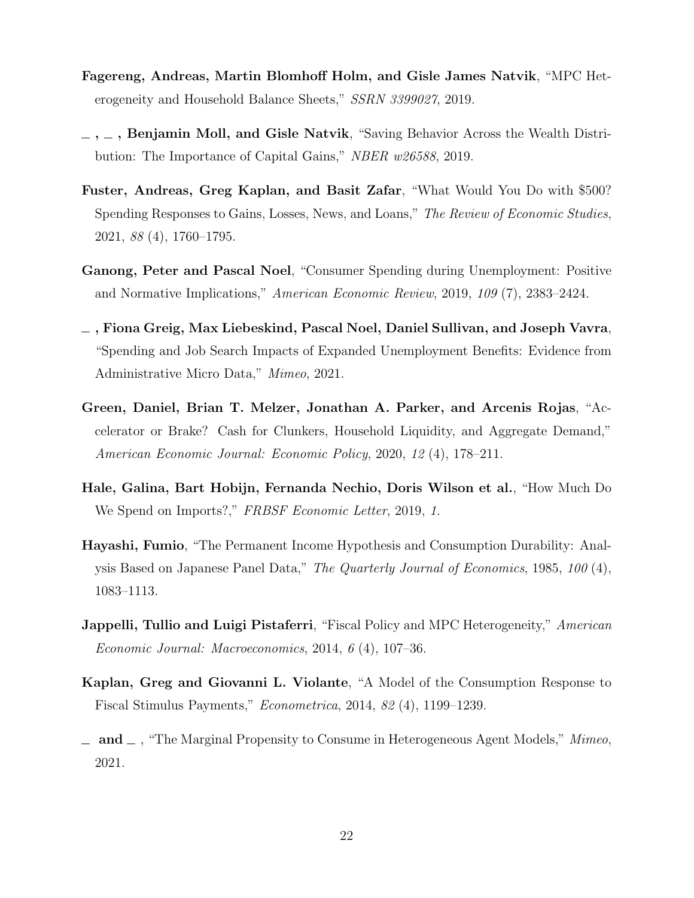**Fagereng, Andreas, Martin Blomhoff Holm, and Gisle James Natvik**, "MPC Heterogeneity and Household Balance Sheets," *SSRN 3399027*, 2019.

**_ , _ , Benjamin Moll, and Gisle Natvik**, "Saving Behavior Across the Wealth Distribution: The Importance of Capital Gains," *NBER w26588*, 2019.

**Fuster, Andreas, Greg Kaplan, and Basit Zafar**, "What Would You Do with $500? Spending Responses to Gains, Losses, News, and Loans," *The Review of Economic Studies*, 2021, *88* (4), 1760–1795.

**Ganong, Peter and Pascal Noel**, "Consumer Spending during Unemployment: Positive and Normative Implications," *American Economic Review*, 2019, *109* (7), 2383–2424.

**_ , Fiona Greig, Max Liebeskind, Pascal Noel, Daniel Sullivan, and Joseph Vavra**, "Spending and Job Search Impacts of Expanded Unemployment Benefits: Evidence from Administrative Micro Data," *Mimeo*, 2021.

**Green, Daniel, Brian T. Melzer, Jonathan A. Parker, and Arcenis Rojas**, "Accelerator or Brake? Cash for Clunkers, Household Liquidity, and Aggregate Demand," *American Economic Journal: Economic Policy*, 2020, *12* (4), 178–211.

**Hale, Galina, Bart Hobijn, Fernanda Nechio, Doris Wilson et al.**, "How Much Do We Spend on Imports?," *FRBSF Economic Letter*, 2019, *1.*

**Hayashi, Fumio**, "The Permanent Income Hypothesis and Consumption Durability: Analysis Based on Japanese Panel Data," *The Quarterly Journal of Economics*, 1985, *100* (4), 1083–1113.

**Jappelli, Tullio and Luigi Pistaferri**, "Fiscal Policy and MPC Heterogeneity," *American Economic Journal: Macroeconomics*, 2014, *6* (4), 107–36.

**Kaplan, Greg and Giovanni L. Violante**, "A Model of the Consumption Response to Fiscal Stimulus Payments," *Econometrica*, 2014, *82* (4), 1199–1239.

**_ and _** , "The Marginal Propensity to Consume in Heterogeneous Agent Models," *Mimeo*, 2021.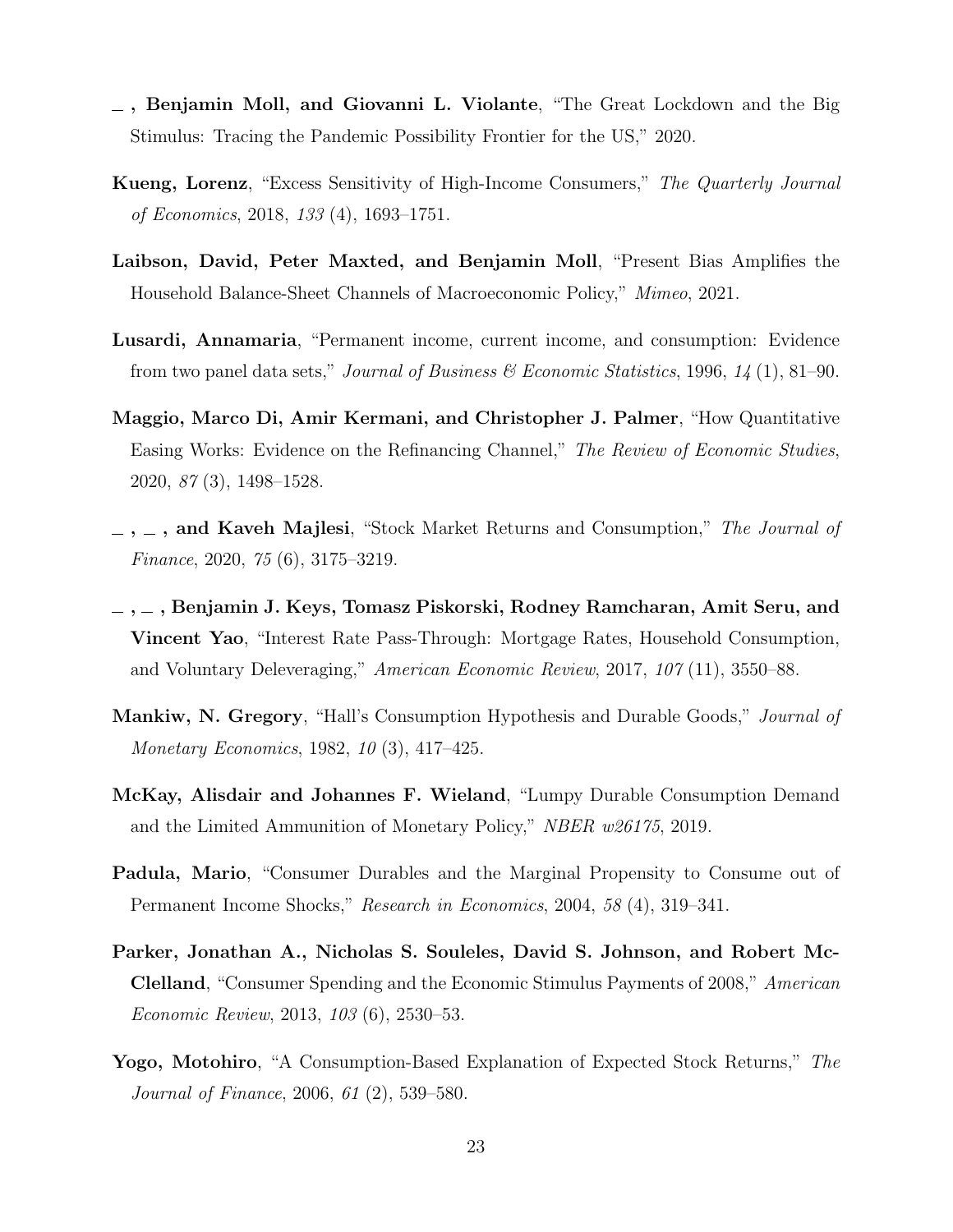**\_ , Benjamin Moll, and Giovanni L. Violante**, "The Great Lockdown and the Big Stimulus: Tracing the Pandemic Possibility Frontier for the US," 2020.

**Kueng, Lorenz**, "Excess Sensitivity of High-Income Consumers," *The Quarterly Journal of Economics*, 2018, *133* (4), 1693–1751.

**Laibson, David, Peter Maxted, and Benjamin Moll**, "Present Bias Amplifies the Household Balance-Sheet Channels of Macroeconomic Policy," *Mimeo*, 2021.

**Lusardi, Annamaria**, "Permanent income, current income, and consumption: Evidence from two panel data sets," *Journal of Business & Economic Statistics*, 1996, *14* (1), 81–90.

**Maggio, Marco Di, Amir Kermani, and Christopher J. Palmer**, "How Quantitative Easing Works: Evidence on the Refinancing Channel," *The Review of Economic Studies*, 2020, *87* (3), 1498–1528.

**\_ , \_ , and Kaveh Majlesi**, "Stock Market Returns and Consumption," *The Journal of Finance*, 2020, *75* (6), 3175–3219.

**\_ , \_ , Benjamin J. Keys, Tomasz Piskorski, Rodney Ramcharan, Amit Seru, and Vincent Yao**, "Interest Rate Pass-Through: Mortgage Rates, Household Consumption, and Voluntary Deleveraging," *American Economic Review*, 2017, *107* (11), 3550–88.

**Mankiw, N. Gregory**, "Hall's Consumption Hypothesis and Durable Goods," *Journal of Monetary Economics*, 1982, *10* (3), 417–425.

**McKay, Alisdair and Johannes F. Wieland**, "Lumpy Durable Consumption Demand and the Limited Ammunition of Monetary Policy," *NBER w26175*, 2019.

**Padula, Mario**, "Consumer Durables and the Marginal Propensity to Consume out of Permanent Income Shocks," *Research in Economics*, 2004, *58* (4), 319–341.

**Parker, Jonathan A., Nicholas S. Souleles, David S. Johnson, and Robert McClelland**, "Consumer Spending and the Economic Stimulus Payments of 2008," *American Economic Review*, 2013, *103* (6), 2530–53.

**Yogo, Motohiro**, "A Consumption-Based Explanation of Expected Stock Returns," *The Journal of Finance*, 2006, *61* (2), 539–580.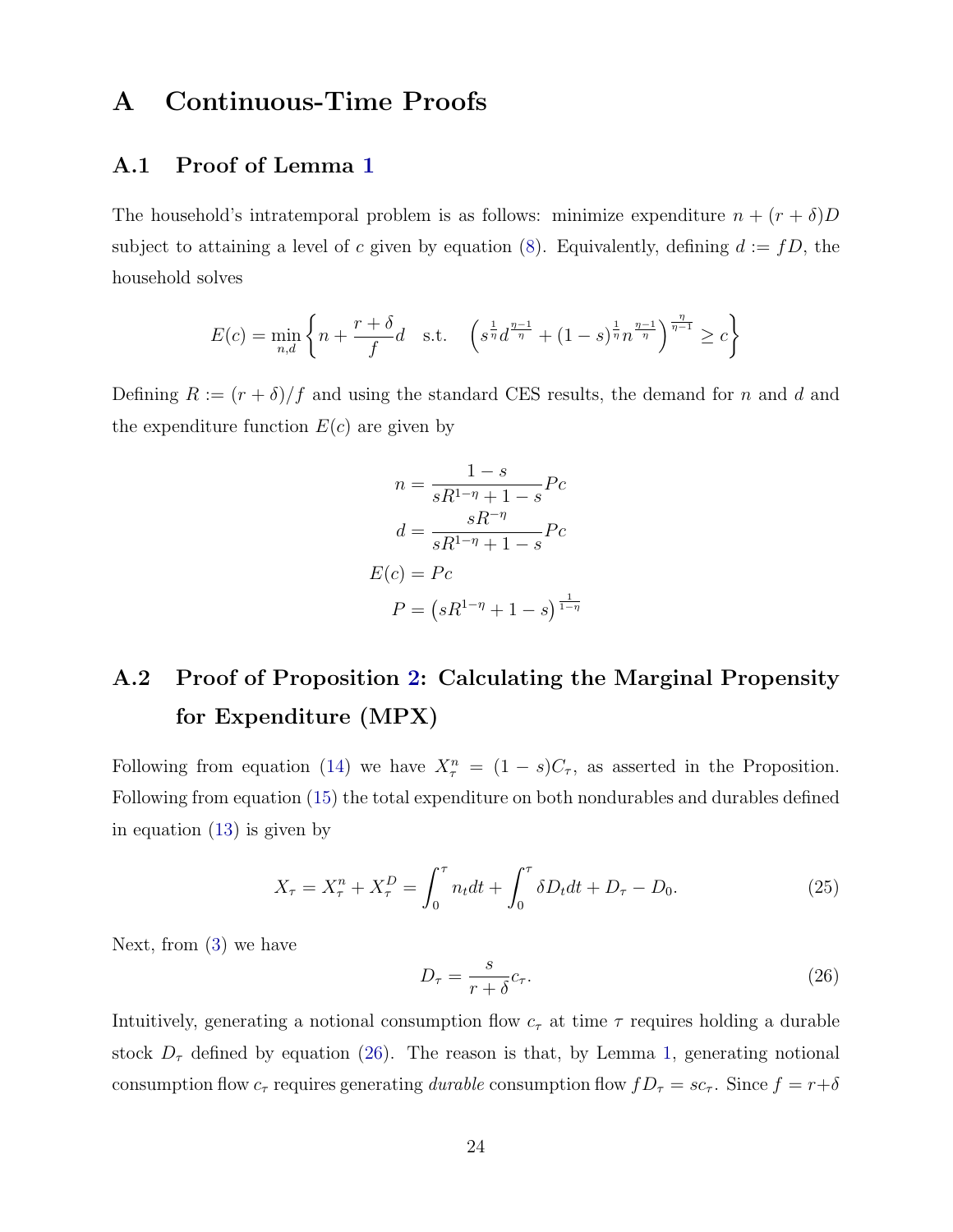# A Continuous-Time Proofs

## A.1 Proof of Lemma 1

The household's intratemporal problem is as follows: minimize expenditure $n + (r+\delta)D$ subject to attaining a level of $c$ given by equation (8). Equivalently, defining $d := fD$, the household solves

$$E(c) = \min_{n,d} \left\{ n + \frac{r+\delta}{f} d \quad \text{s.t.} \quad \left( s^{\frac{1}{\eta}} d^{\frac{\eta-1}{\eta}} + (1-s)^{\frac{1}{\eta}} n^{\frac{\eta-1}{\eta}} \right)^{\frac{\eta}{\eta-1}} \geq c \right\}$$

Defining $R := (r+\delta)/f$ and using the standard CES results, the demand for $n$ and $d$ and the expenditure function $E(c)$ are given by

$$\begin{aligned}
n &= \frac{1-s}{sR^{1-\eta} + 1 - s} Pc \\
d &= \frac{sR^{-\eta}}{sR^{1-\eta} + 1 - s} Pc \\
E(c) &= Pc \\
P &= \left( sR^{1-\eta} + 1 - s \right)^{\frac{1}{1-\eta}}
\end{aligned}$$

## A.2 Proof of Proposition 2: Calculating the Marginal Propensity for Expenditure (MPX)

Following from equation (14) we have $X_\tau^n = (1-s)C_\tau$, as asserted in the Proposition. Following from equation (15) the total expenditure on both nondurables and durables defined in equation (13) is given by

$$X_\tau = X_\tau^n + X_\tau^D = \int_0^\tau n_t dt + \int_0^\tau \delta D_t dt + D_\tau - D_0. \tag{25}$$

Next, from (3) we have

$$D_\tau = \frac{s}{r+\delta} c_\tau. \tag{26}$$

Intuitively, generating a notional consumption flow $c_\tau$ at time $\tau$ requires holding a durable stock $D_\tau$ defined by equation (26). The reason is that, by Lemma 1, generating notional consumption flow $c_\tau$ requires generating *durable* consumption flow $fD_\tau = sc_\tau$. Since $f = r+\delta$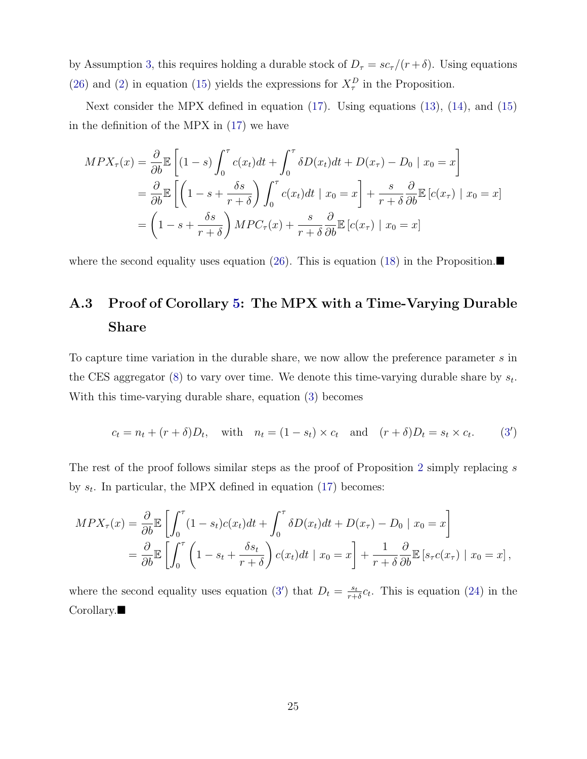by Assumption 3, this requires holding a durable stock of $D_\tau = sc_\tau/(r+\delta)$. Using equations (26) and (2) in equation (15) yields the expressions for $X^D_\tau$ in the Proposition.

Next consider the MPX defined in equation (17). Using equations (13), (14), and (15) in the definition of the MPX in (17) we have

$$
\begin{aligned}
MPX_\tau(x) &= \frac{\partial}{\partial b}\mathbb{E}\left[(1-s)\int_0^\tau c(x_t)dt + \int_0^\tau \delta D(x_t)dt + D(x_\tau) - D_0 \mid x_0 = x\right] \\
&= \frac{\partial}{\partial b}\mathbb{E}\left[\left(1 - s + \frac{\delta s}{r+\delta}\right)\int_0^\tau c(x_t)dt \mid x_0 = x\right] + \frac{s}{r+\delta}\frac{\partial}{\partial b}\mathbb{E}\left[c(x_\tau) \mid x_0 = x\right] \\
&= \left(1 - s + \frac{\delta s}{r+\delta}\right)MPC_\tau(x) + \frac{s}{r+\delta}\frac{\partial}{\partial b}\mathbb{E}\left[c(x_\tau) \mid x_0 = x\right]
\end{aligned}
$$

where the second equality uses equation (26). This is equation (18) in the Proposition.■

## A.3 Proof of Corollary 5: The MPX with a Time-Varying Durable Share

To capture time variation in the durable share, we now allow the preference parameter $s$ in the CES aggregator (8) to vary over time. We denote this time-varying durable share by $s_t$. With this time-varying durable share, equation (3) becomes

$$
c_t = n_t + (r+\delta)D_t, \quad \text{with} \quad n_t = (1-s_t)\times c_t \quad \text{and} \quad (r+\delta)D_t = s_t \times c_t. \tag{3'}
$$

The rest of the proof follows similar steps as the proof of Proposition 2 simply replacing $s$ by $s_t$. In particular, the MPX defined in equation (17) becomes:

$$
\begin{aligned}
MPX_\tau(x) &= \frac{\partial}{\partial b}\mathbb{E}\left[\int_0^\tau (1-s_t)c(x_t)dt + \int_0^\tau \delta D(x_t)dt + D(x_\tau) - D_0 \mid x_0 = x\right] \\
&= \frac{\partial}{\partial b}\mathbb{E}\left[\int_0^\tau \left(1 - s_t + \frac{\delta s_t}{r+\delta}\right)c(x_t)dt \mid x_0 = x\right] + \frac{1}{r+\delta}\frac{\partial}{\partial b}\mathbb{E}\left[s_\tau c(x_\tau) \mid x_0 = x\right],
\end{aligned}
$$

where the second equality uses equation (3′) that $D_t = \frac{s_t}{r+\delta}c_t$. This is equation (24) in the Corollary.■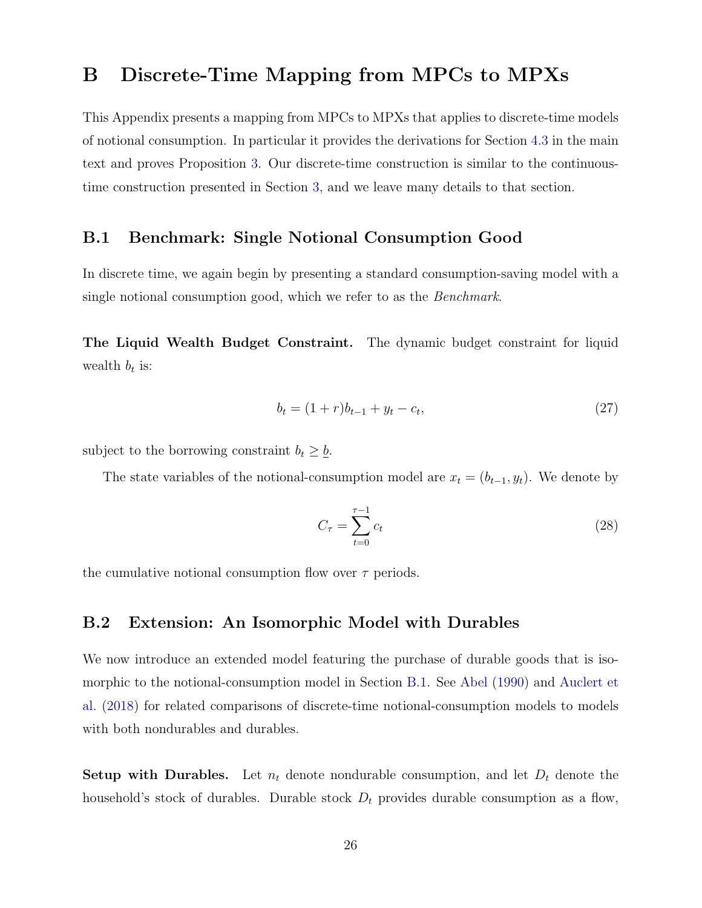# B Discrete-Time Mapping from MPCs to MPXs

This Appendix presents a mapping from MPCs to MPXs that applies to discrete-time models of notional consumption. In particular it provides the derivations for Section 4.3 in the main text and proves Proposition 3. Our discrete-time construction is similar to the continuous-time construction presented in Section 3, and we leave many details to that section.

## B.1 Benchmark: Single Notional Consumption Good

In discrete time, we again begin by presenting a standard consumption-saving model with a single notional consumption good, which we refer to as the *Benchmark*.

**The Liquid Wealth Budget Constraint.** The dynamic budget constraint for liquid wealth $b_t$ is:

$$b_t = (1 + r)b_{t-1} + y_t - c_t, \tag{27}$$

subject to the borrowing constraint $b_t \geq \underline{b}$.

The state variables of the notional-consumption model are $x_t = (b_{t-1}, y_t)$. We denote by

$$C_\tau = \sum_{t=0}^{\tau-1} c_t \tag{28}$$

the cumulative notional consumption flow over $\tau$ periods.

## B.2 Extension: An Isomorphic Model with Durables

We now introduce an extended model featuring the purchase of durable goods that is isomorphic to the notional-consumption model in Section B.1. See Abel (1990) and Auclert et al. (2018) for related comparisons of discrete-time notional-consumption models to models with both nondurables and durables.

**Setup with Durables.** Let $n_t$ denote nondurable consumption, and let $D_t$ denote the household's stock of durables. Durable stock $D_t$ provides durable consumption as a flow,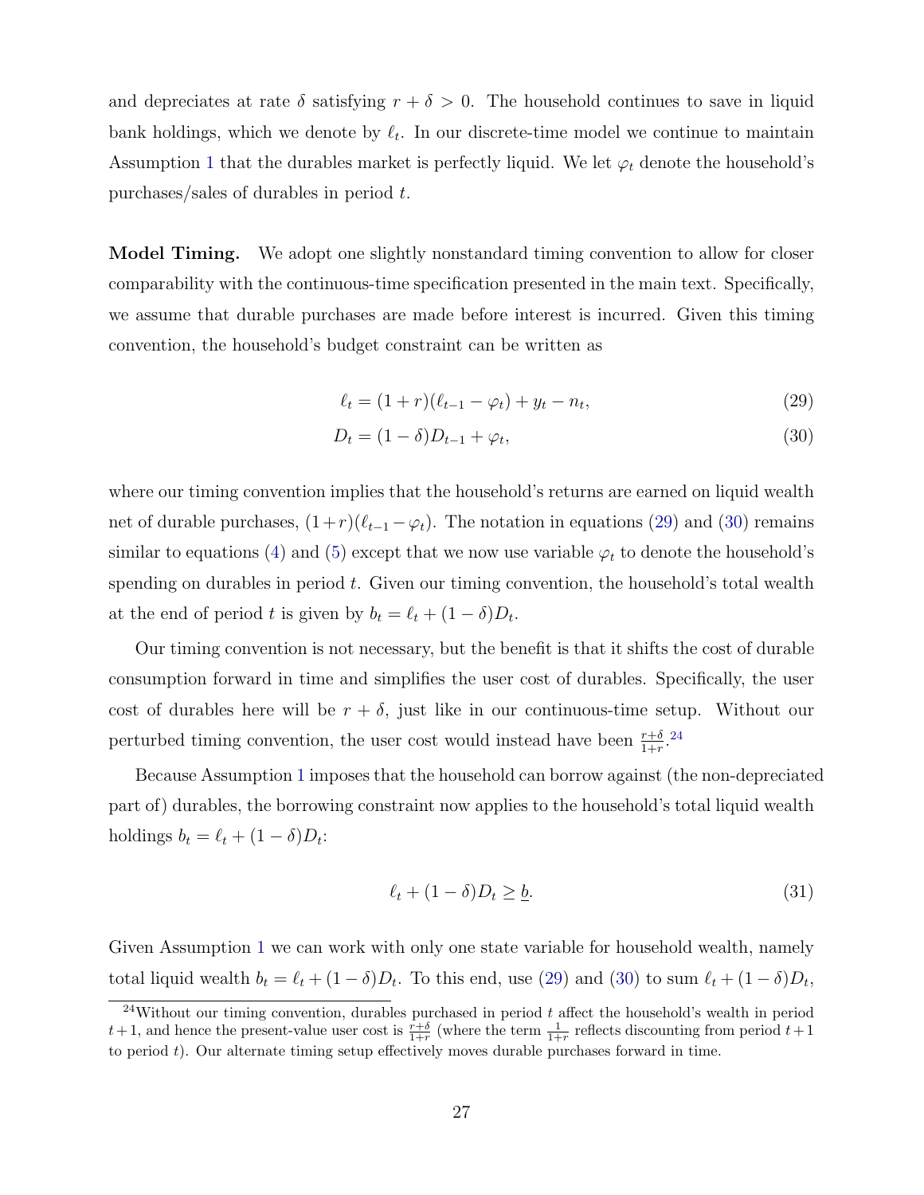and depreciates at rate $\delta$ satisfying $r + \delta > 0$. The household continues to save in liquid bank holdings, which we denote by $\ell_t$. In our discrete-time model we continue to maintain Assumption 1 that the durables market is perfectly liquid. We let $\varphi_t$ denote the household's purchases/sales of durables in period $t$.

**Model Timing.** We adopt one slightly nonstandard timing convention to allow for closer comparability with the continuous-time specification presented in the main text. Specifically, we assume that durable purchases are made before interest is incurred. Given this timing convention, the household's budget constraint can be written as

$$\ell_t = (1 + r)(\ell_{t-1} - \varphi_t) + y_t - n_t, \tag{29}$$

$$D_t = (1 - \delta)D_{t-1} + \varphi_t, \tag{30}$$

where our timing convention implies that the household's returns are earned on liquid wealth net of durable purchases, $(1+r)(\ell_{t-1} - \varphi_t)$. The notation in equations (29) and (30) remains similar to equations (4) and (5) except that we now use variable $\varphi_t$ to denote the household's spending on durables in period $t$. Given our timing convention, the household's total wealth at the end of period $t$ is given by $b_t = \ell_t + (1 - \delta)D_t$.

Our timing convention is not necessary, but the benefit is that it shifts the cost of durable consumption forward in time and simplifies the user cost of durables. Specifically, the user cost of durables here will be $r + \delta$, just like in our continuous-time setup. Without our perturbed timing convention, the user cost would instead have been $\frac{r+\delta}{1+r}$.[24]

Because Assumption 1 imposes that the household can borrow against (the non-depreciated part of) durables, the borrowing constraint now applies to the household's total liquid wealth holdings $b_t = \ell_t + (1 - \delta)D_t$:

$$\ell_t + (1 - \delta)D_t \geq \underline{b}. \tag{31}$$

Given Assumption 1 we can work with only one state variable for household wealth, namely total liquid wealth $b_t = \ell_t + (1 - \delta)D_t$. To this end, use (29) and (30) to sum $\ell_t + (1 - \delta)D_t$,

[24] Without our timing convention, durables purchased in period $t$ affect the household's wealth in period $t+1$, and hence the present-value user cost is $\frac{r+\delta}{1+r}$ (where the term $\frac{1}{1+r}$ reflects discounting from period $t+1$ to period $t$). Our alternate timing setup effectively moves durable purchases forward in time.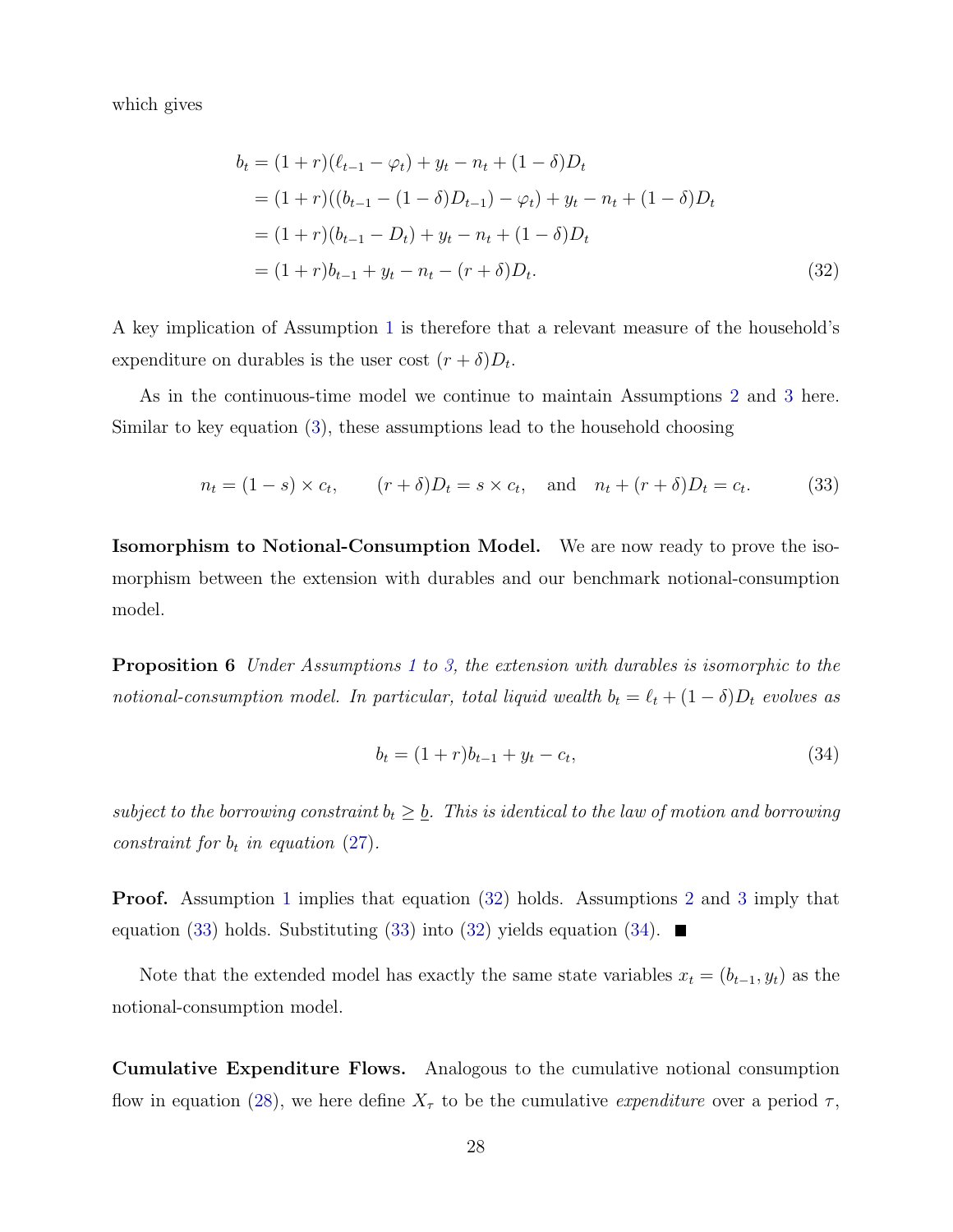which gives

$$
\begin{aligned}
b_t &= (1+r)(\ell_{t-1} - \varphi_t) + y_t - n_t + (1-\delta)D_t \\
&= (1+r)((b_{t-1} - (1-\delta)D_{t-1}) - \varphi_t) + y_t - n_t + (1-\delta)D_t \\
&= (1+r)(b_{t-1} - D_t) + y_t - n_t + (1-\delta)D_t \\
&= (1+r)b_{t-1} + y_t - n_t - (r+\delta)D_t. \qquad (32)
\end{aligned}
$$

A key implication of Assumption 1 is therefore that a relevant measure of the household's expenditure on durables is the user cost $(r+\delta)D_t$.

As in the continuous-time model we continue to maintain Assumptions 2 and 3 here. Similar to key equation (3), these assumptions lead to the household choosing

$$
n_t = (1-s) \times c_t, \qquad (r+\delta)D_t = s \times c_t, \quad \text{and} \quad n_t + (r+\delta)D_t = c_t. \qquad (33)
$$

**Isomorphism to Notional-Consumption Model.** We are now ready to prove the isomorphism between the extension with durables and our benchmark notional-consumption model.

**Proposition 6** *Under Assumptions 1 to 3, the extension with durables is isomorphic to the notional-consumption model. In particular, total liquid wealth $b_t = \ell_t + (1-\delta)D_t$ evolves as*

$$
b_t = (1+r)b_{t-1} + y_t - c_t, \qquad (34)
$$

*subject to the borrowing constraint $b_t \geq \underline{b}$. This is identical to the law of motion and borrowing constraint for $b_t$ in equation (27).*

**Proof.** Assumption 1 implies that equation (32) holds. Assumptions 2 and 3 imply that equation (33) holds. Substituting (33) into (32) yields equation (34). ■

Note that the extended model has exactly the same state variables $x_t = (b_{t-1}, y_t)$ as the notional-consumption model.

**Cumulative Expenditure Flows.** Analogous to the cumulative notional consumption flow in equation (28), we here define $X_\tau$ to be the cumulative *expenditure* over a period $\tau$,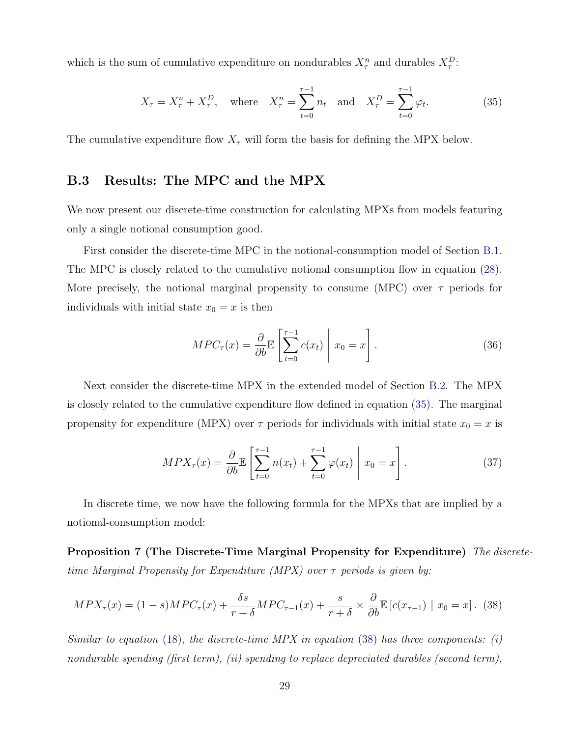which is the sum of cumulative expenditure on nondurables $X^n_\tau$ and durables $X^D_\tau$:

$$X_\tau = X^n_\tau + X^D_\tau, \quad \text{where} \quad X^n_\tau = \sum_{t=0}^{\tau-1} n_t \quad \text{and} \quad X^D_\tau = \sum_{t=0}^{\tau-1} \varphi_t. \tag{35}$$

The cumulative expenditure flow $X_\tau$ will form the basis for defining the MPX below.

## B.3 Results: The MPC and the MPX

We now present our discrete-time construction for calculating MPXs from models featuring only a single notional consumption good.

First consider the discrete-time MPC in the notional-consumption model of Section B.1. The MPC is closely related to the cumulative notional consumption flow in equation (28). More precisely, the notional marginal propensity to consume (MPC) over $\tau$ periods for individuals with initial state $x_0 = x$ is then

$$MPC_\tau(x) = \frac{\partial}{\partial b} \mathbb{E}\left[ \sum_{t=0}^{\tau-1} c(x_t) \;\middle|\; x_0 = x \right]. \tag{36}$$

Next consider the discrete-time MPX in the extended model of Section B.2. The MPX is closely related to the cumulative expenditure flow defined in equation (35). The marginal propensity for expenditure (MPX) over $\tau$ periods for individuals with initial state $x_0 = x$ is

$$MPX_\tau(x) = \frac{\partial}{\partial b} \mathbb{E}\left[ \sum_{t=0}^{\tau-1} n(x_t) + \sum_{t=0}^{\tau-1} \varphi(x_t) \;\middle|\; x_0 = x \right]. \tag{37}$$

In discrete time, we now have the following formula for the MPXs that are implied by a notional-consumption model:

**Proposition 7 (The Discrete-Time Marginal Propensity for Expenditure)** *The discrete-time Marginal Propensity for Expenditure (MPX) over $\tau$ periods is given by:*

$$MPX_\tau(x) = (1-s)MPC_\tau(x) + \frac{\delta s}{r+\delta} MPC_{\tau-1}(x) + \frac{s}{r+\delta} \times \frac{\partial}{\partial b} \mathbb{E}\left[c(x_{\tau-1}) \mid x_0 = x\right]. \tag{38}$$

*Similar to equation (18), the discrete-time MPX in equation (38) has three components: (i) nondurable spending (first term), (ii) spending to replace depreciated durables (second term),*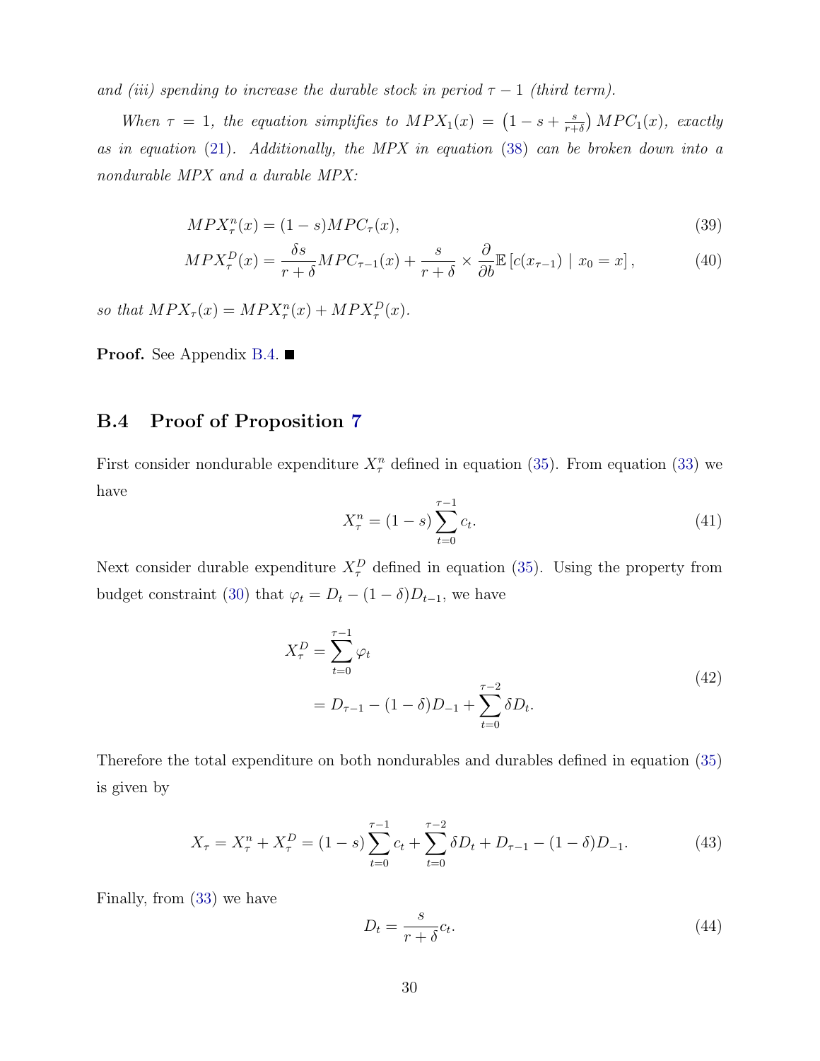*and (iii) spending to increase the durable stock in period $\tau - 1$ (third term).*

*When $\tau = 1$, the equation simplifies to $MPX_1(x) = \left(1 - s + \frac{s}{r+\delta}\right) MPC_1(x)$, exactly as in equation (21). Additionally, the MPX in equation (38) can be broken down into a nondurable MPX and a durable MPX:*

$$MPX_\tau^n(x) = (1-s)MPC_\tau(x), \tag{39}$$

$$MPX_\tau^D(x) = \frac{\delta s}{r+\delta} MPC_{\tau-1}(x) + \frac{s}{r+\delta} \times \frac{\partial}{\partial b}\mathbb{E}\left[c(x_{\tau-1}) \mid x_0 = x\right], \tag{40}$$

*so that $MPX_\tau(x) = MPX_\tau^n(x) + MPX_\tau^D(x)$.*

**Proof.** See Appendix B.4. ■

## B.4 Proof of Proposition 7

First consider nondurable expenditure $X_\tau^n$ defined in equation (35). From equation (33) we have

$$X_\tau^n = (1-s)\sum_{t=0}^{\tau-1} c_t. \tag{41}$$

Next consider durable expenditure $X_\tau^D$ defined in equation (35). Using the property from budget constraint (30) that $\varphi_t = D_t - (1-\delta)D_{t-1}$, we have

$$\begin{aligned} X_\tau^D &= \sum_{t=0}^{\tau-1} \varphi_t \\ &= D_{\tau-1} - (1-\delta)D_{-1} + \sum_{t=0}^{\tau-2} \delta D_t. \end{aligned} \tag{42}$$

Therefore the total expenditure on both nondurables and durables defined in equation (35) is given by

$$X_\tau = X_\tau^n + X_\tau^D = (1-s)\sum_{t=0}^{\tau-1} c_t + \sum_{t=0}^{\tau-2} \delta D_t + D_{\tau-1} - (1-\delta)D_{-1}. \tag{43}$$

Finally, from (33) we have

$$D_t = \frac{s}{r+\delta} c_t. \tag{44}$$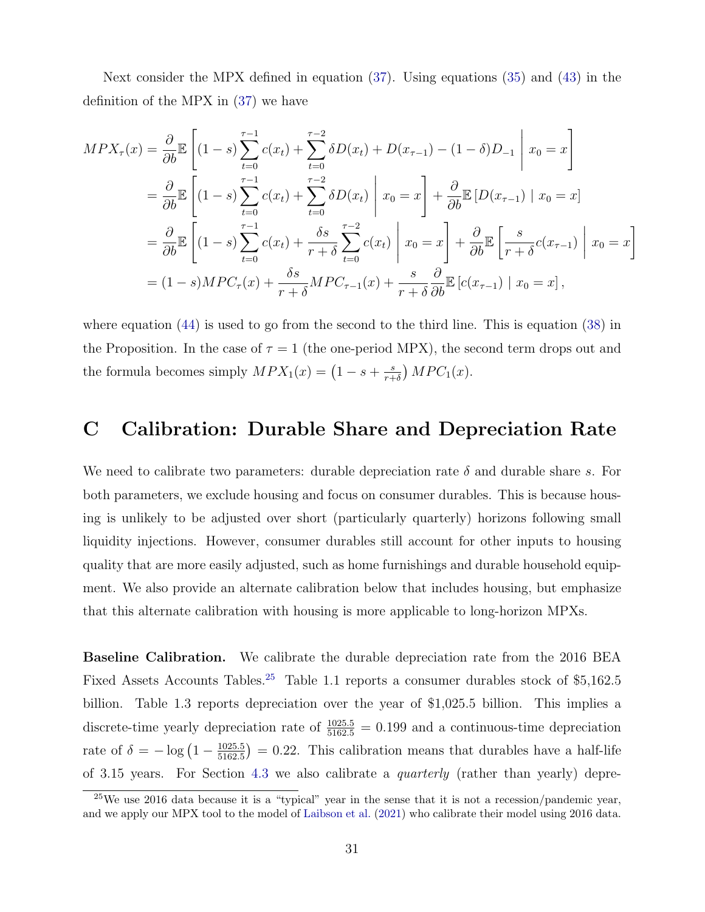Next consider the MPX defined in equation (37). Using equations (35) and (43) in the definition of the MPX in (37) we have

$$
\begin{aligned}
MPX_\tau(x) &= \frac{\partial}{\partial b}\mathbb{E}\left[(1-s)\sum_{t=0}^{\tau-1} c(x_t) + \sum_{t=0}^{\tau-2}\delta D(x_t) + D(x_{\tau-1}) - (1-\delta)D_{-1} \;\middle|\; x_0 = x\right] \\
&= \frac{\partial}{\partial b}\mathbb{E}\left[(1-s)\sum_{t=0}^{\tau-1} c(x_t) + \sum_{t=0}^{\tau-2}\delta D(x_t) \;\middle|\; x_0 = x\right] + \frac{\partial}{\partial b}\mathbb{E}\left[D(x_{\tau-1}) \mid x_0 = x\right] \\
&= \frac{\partial}{\partial b}\mathbb{E}\left[(1-s)\sum_{t=0}^{\tau-1} c(x_t) + \frac{\delta s}{r+\delta}\sum_{t=0}^{\tau-2} c(x_t) \;\middle|\; x_0 = x\right] + \frac{\partial}{\partial b}\mathbb{E}\left[\frac{s}{r+\delta}c(x_{\tau-1}) \;\middle|\; x_0 = x\right] \\
&= (1-s)MPC_\tau(x) + \frac{\delta s}{r+\delta}MPC_{\tau-1}(x) + \frac{s}{r+\delta}\frac{\partial}{\partial b}\mathbb{E}\left[c(x_{\tau-1}) \mid x_0 = x\right],
\end{aligned}
$$

where equation (44) is used to go from the second to the third line. This is equation (38) in the Proposition. In the case of $\tau = 1$ (the one-period MPX), the second term drops out and the formula becomes simply $MPX_1(x) = \left(1 - s + \frac{s}{r+\delta}\right) MPC_1(x)$.

# C Calibration: Durable Share and Depreciation Rate

We need to calibrate two parameters: durable depreciation rate $\delta$ and durable share $s$. For both parameters, we exclude housing and focus on consumer durables. This is because housing is unlikely to be adjusted over short (particularly quarterly) horizons following small liquidity injections. However, consumer durables still account for other inputs to housing quality that are more easily adjusted, such as home furnishings and durable household equipment. We also provide an alternate calibration below that includes housing, but emphasize that this alternate calibration with housing is more applicable to long-horizon MPXs.

**Baseline Calibration.** We calibrate the durable depreciation rate from the 2016 BEA Fixed Assets Accounts Tables.[25] Table 1.1 reports a consumer durables stock of \$5,162.5 billion. Table 1.3 reports depreciation over the year of \$1,025.5 billion. This implies a discrete-time yearly depreciation rate of $\frac{1025.5}{5162.5} = 0.199$ and a continuous-time depreciation rate of $\delta = -\log\left(1 - \frac{1025.5}{5162.5}\right) = 0.22$. This calibration means that durables have a half-life of 3.15 years. For Section 4.3 we also calibrate a *quarterly* (rather than yearly) depre-

[25] We use 2016 data because it is a "typical" year in the sense that it is not a recession/pandemic year, and we apply our MPX tool to the model of Laibson et al. (2021) who calibrate their model using 2016 data.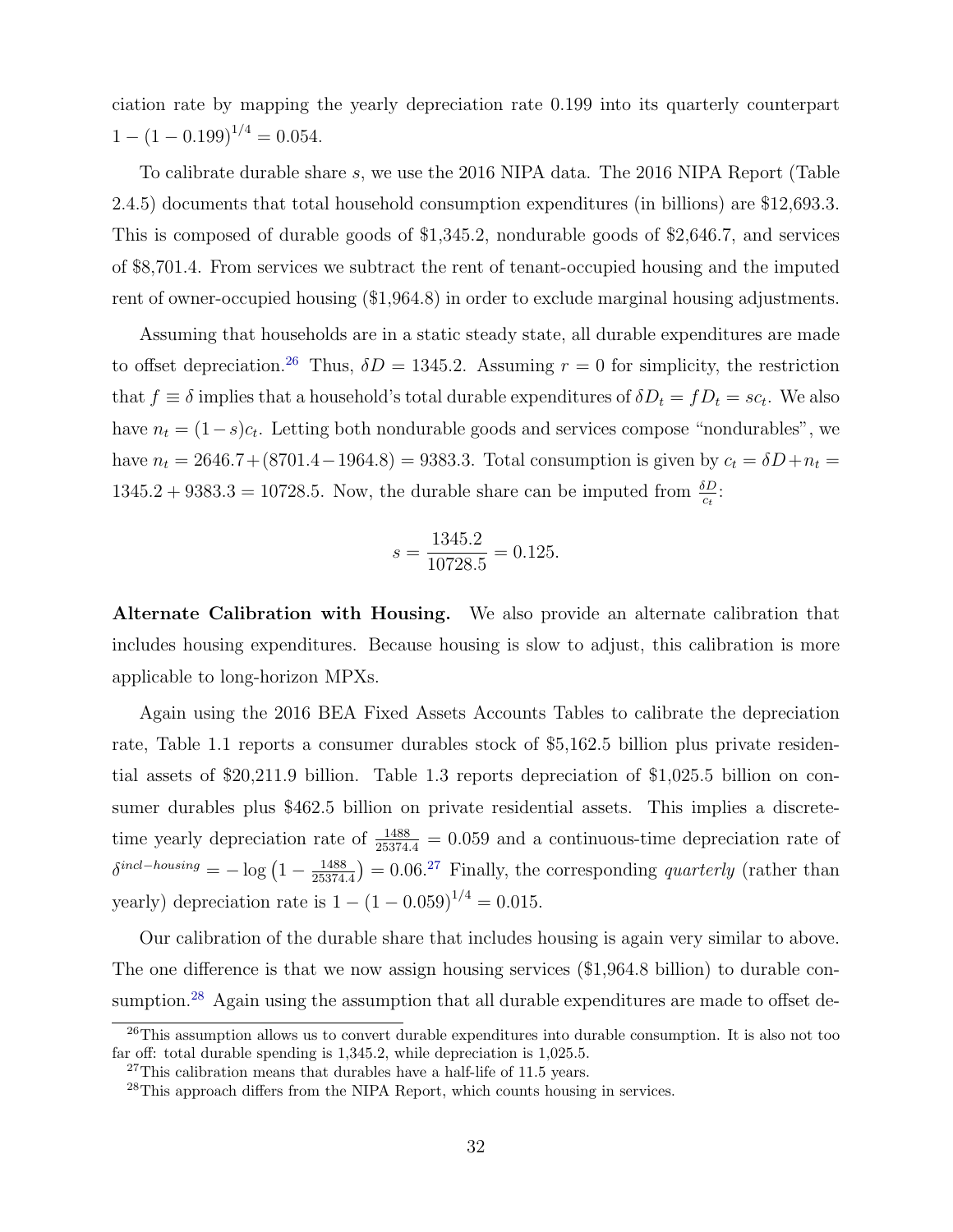ciation rate by mapping the yearly depreciation rate 0.199 into its quarterly counterpart $1 - (1 - 0.199)^{1/4} = 0.054$.

To calibrate durable share $s$, we use the 2016 NIPA data. The 2016 NIPA Report (Table 2.4.5) documents that total household consumption expenditures (in billions) are \$12,693.3. This is composed of durable goods of \$1,345.2, nondurable goods of \$2,646.7, and services of \$8,701.4. From services we subtract the rent of tenant-occupied housing and the imputed rent of owner-occupied housing (\$1,964.8) in order to exclude marginal housing adjustments.

Assuming that households are in a static steady state, all durable expenditures are made to offset depreciation.[26] Thus, $\delta D = 1345.2$. Assuming $r = 0$ for simplicity, the restriction that $f \equiv \delta$ implies that a household's total durable expenditures of $\delta D_t = f D_t = s c_t$. We also have $n_t = (1 - s) c_t$. Letting both nondurable goods and services compose "nondurables", we have $n_t = 2646.7 + (8701.4 - 1964.8) = 9383.3$. Total consumption is given by $c_t = \delta D + n_t = 1345.2 + 9383.3 = 10728.5$. Now, the durable share can be imputed from $\frac{\delta D}{c_t}$:

$$s = \frac{1345.2}{10728.5} = 0.125.$$

**Alternate Calibration with Housing.** We also provide an alternate calibration that includes housing expenditures. Because housing is slow to adjust, this calibration is more applicable to long-horizon MPXs.

Again using the 2016 BEA Fixed Assets Accounts Tables to calibrate the depreciation rate, Table 1.1 reports a consumer durables stock of \$5,162.5 billion plus private residential assets of \$20,211.9 billion. Table 1.3 reports depreciation of \$1,025.5 billion on consumer durables plus \$462.5 billion on private residential assets. This implies a discrete-time yearly depreciation rate of $\frac{1488}{25374.4} = 0.059$ and a continuous-time depreciation rate of $\delta^{incl-housing} = -\log\left(1 - \frac{1488}{25374.4}\right) = 0.06$.[27] Finally, the corresponding *quarterly* (rather than yearly) depreciation rate is $1 - (1 - 0.059)^{1/4} = 0.015$.

Our calibration of the durable share that includes housing is again very similar to above. The one difference is that we now assign housing services (\$1,964.8 billion) to durable consumption.[28] Again using the assumption that all durable expenditures are made to offset de-

[26] This assumption allows us to convert durable expenditures into durable consumption. It is also not too far off: total durable spending is 1,345.2, while depreciation is 1,025.5.

[27] This calibration means that durables have a half-life of 11.5 years.

[28] This approach differs from the NIPA Report, which counts housing in services.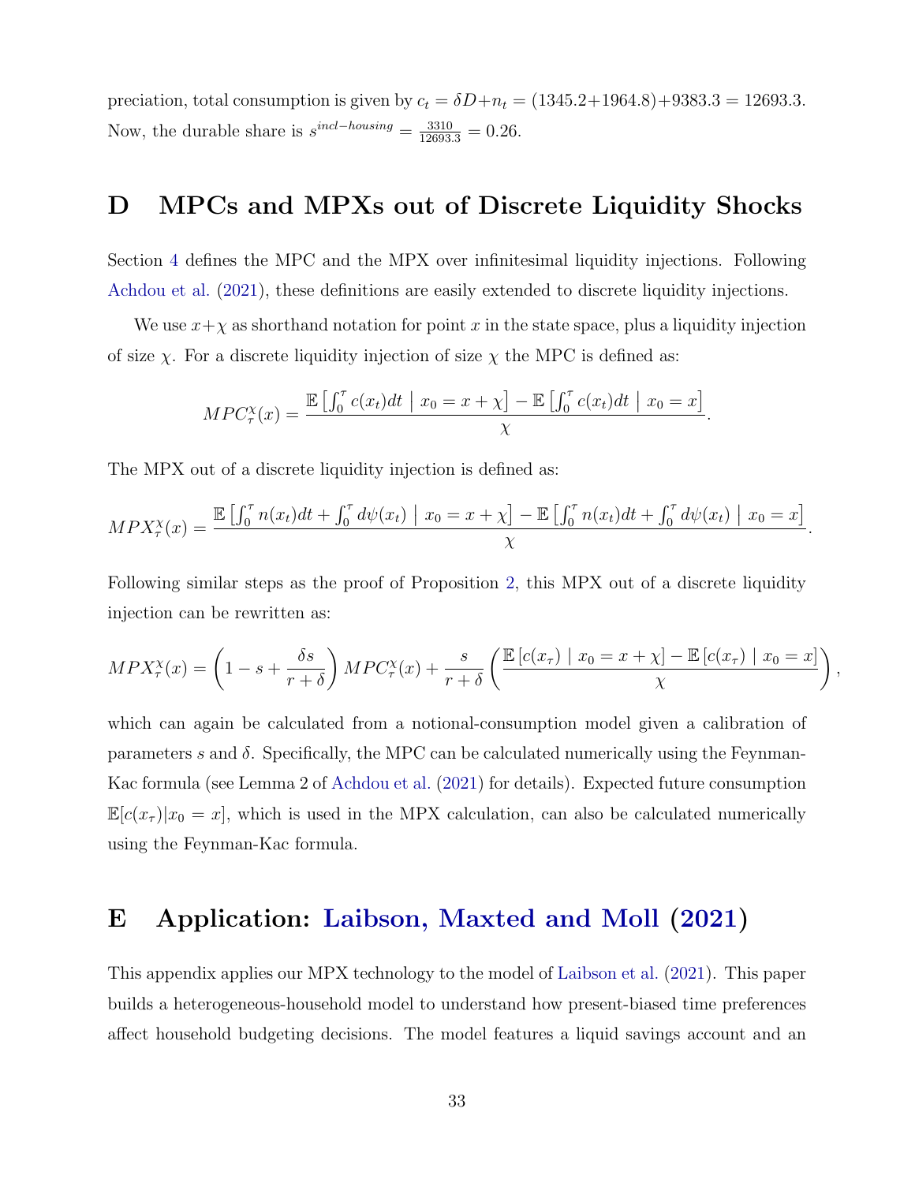preciation, total consumption is given by $c_t = \delta D + n_t = (1345.2 + 1964.8) + 9383.3 = 12693.3$. Now, the durable share is $s^{incl-housing} = \frac{3310}{12693.3} = 0.26$.

# D MPCs and MPXs out of Discrete Liquidity Shocks

Section 4 defines the MPC and the MPX over infinitesimal liquidity injections. Following Achdou et al. (2021), these definitions are easily extended to discrete liquidity injections.

We use $x+\chi$ as shorthand notation for point $x$ in the state space, plus a liquidity injection of size $\chi$. For a discrete liquidity injection of size $\chi$ the MPC is defined as:

$$MPC_\tau^\chi(x) = \frac{\mathbb{E}\left[\int_0^\tau c(x_t)dt \mid x_0 = x + \chi\right] - \mathbb{E}\left[\int_0^\tau c(x_t)dt \mid x_0 = x\right]}{\chi}.$$

The MPX out of a discrete liquidity injection is defined as:

$$MPX_\tau^\chi(x) = \frac{\mathbb{E}\left[\int_0^\tau n(x_t)dt + \int_0^\tau d\psi(x_t) \mid x_0 = x + \chi\right] - \mathbb{E}\left[\int_0^\tau n(x_t)dt + \int_0^\tau d\psi(x_t) \mid x_0 = x\right]}{\chi}.$$

Following similar steps as the proof of Proposition 2, this MPX out of a discrete liquidity injection can be rewritten as:

$$MPX_\tau^\chi(x) = \left(1 - s + \frac{\delta s}{r+\delta}\right) MPC_\tau^\chi(x) + \frac{s}{r+\delta}\left(\frac{\mathbb{E}\left[c(x_\tau) \mid x_0 = x + \chi\right] - \mathbb{E}\left[c(x_\tau) \mid x_0 = x\right]}{\chi}\right),$$

which can again be calculated from a notional-consumption model given a calibration of parameters $s$ and $\delta$. Specifically, the MPC can be calculated numerically using the Feynman-Kac formula (see Lemma 2 of Achdou et al. (2021) for details). Expected future consumption $\mathbb{E}[c(x_\tau)|x_0 = x]$, which is used in the MPX calculation, can also be calculated numerically using the Feynman-Kac formula.

# E Application: Laibson, Maxted and Moll (2021)

This appendix applies our MPX technology to the model of Laibson et al. (2021). This paper builds a heterogeneous-household model to understand how present-biased time preferences affect household budgeting decisions. The model features a liquid savings account and an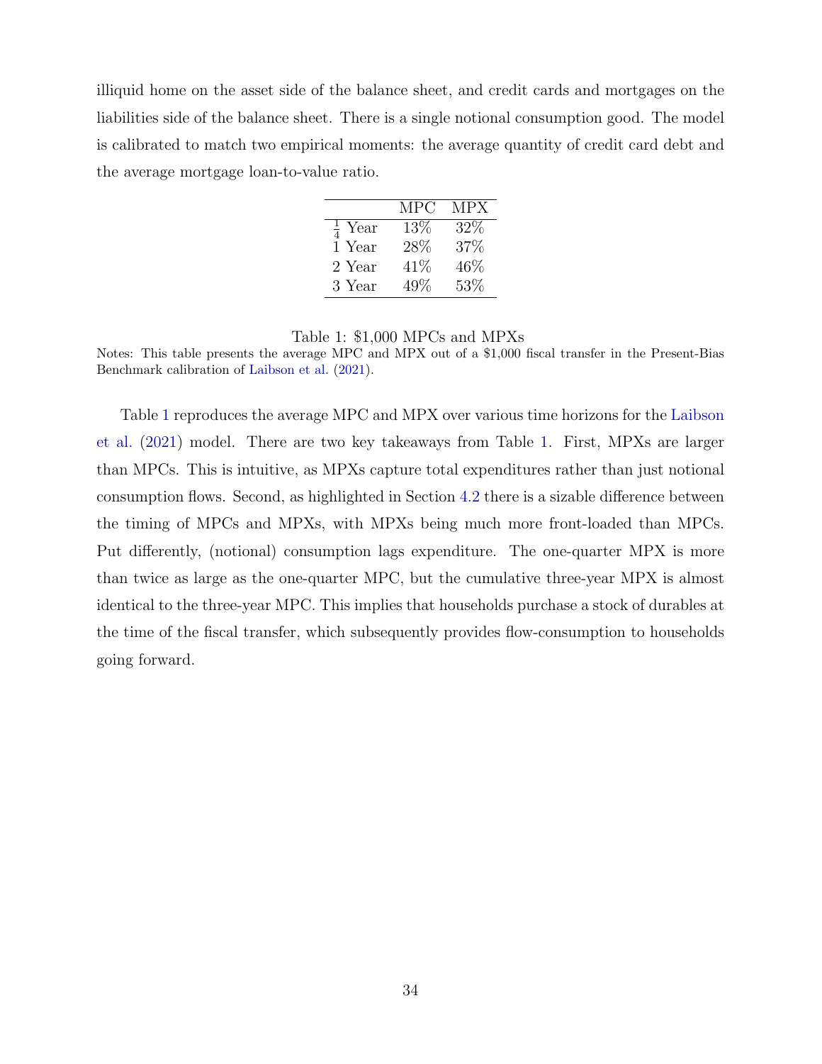illiquid home on the asset side of the balance sheet, and credit cards and mortgages on the liabilities side of the balance sheet. There is a single notional consumption good. The model is calibrated to match two empirical moments: the average quantity of credit card debt and the average mortgage loan-to-value ratio.

| | MPC | MPX |
|---|---|---|
| $\frac{1}{4}$ Year | 13% | 32% |
| 1 Year | 28% | 37% |
| 2 Year | 41% | 46% |
| 3 Year | 49% | 53% |

Table 1: $1,000 MPCs and MPXs

Notes: This table presents the average MPC and MPX out of a $1,000 fiscal transfer in the Present-Bias Benchmark calibration of Laibson et al. (2021).

Table 1 reproduces the average MPC and MPX over various time horizons for the Laibson et al. (2021) model. There are two key takeaways from Table 1. First, MPXs are larger than MPCs. This is intuitive, as MPXs capture total expenditures rather than just notional consumption flows. Second, as highlighted in Section 4.2 there is a sizable difference between the timing of MPCs and MPXs, with MPXs being much more front-loaded than MPCs. Put differently, (notional) consumption lags expenditure. The one-quarter MPX is more than twice as large as the one-quarter MPC, but the cumulative three-year MPX is almost identical to the three-year MPC. This implies that households purchase a stock of durables at the time of the fiscal transfer, which subsequently provides flow-consumption to households going forward.